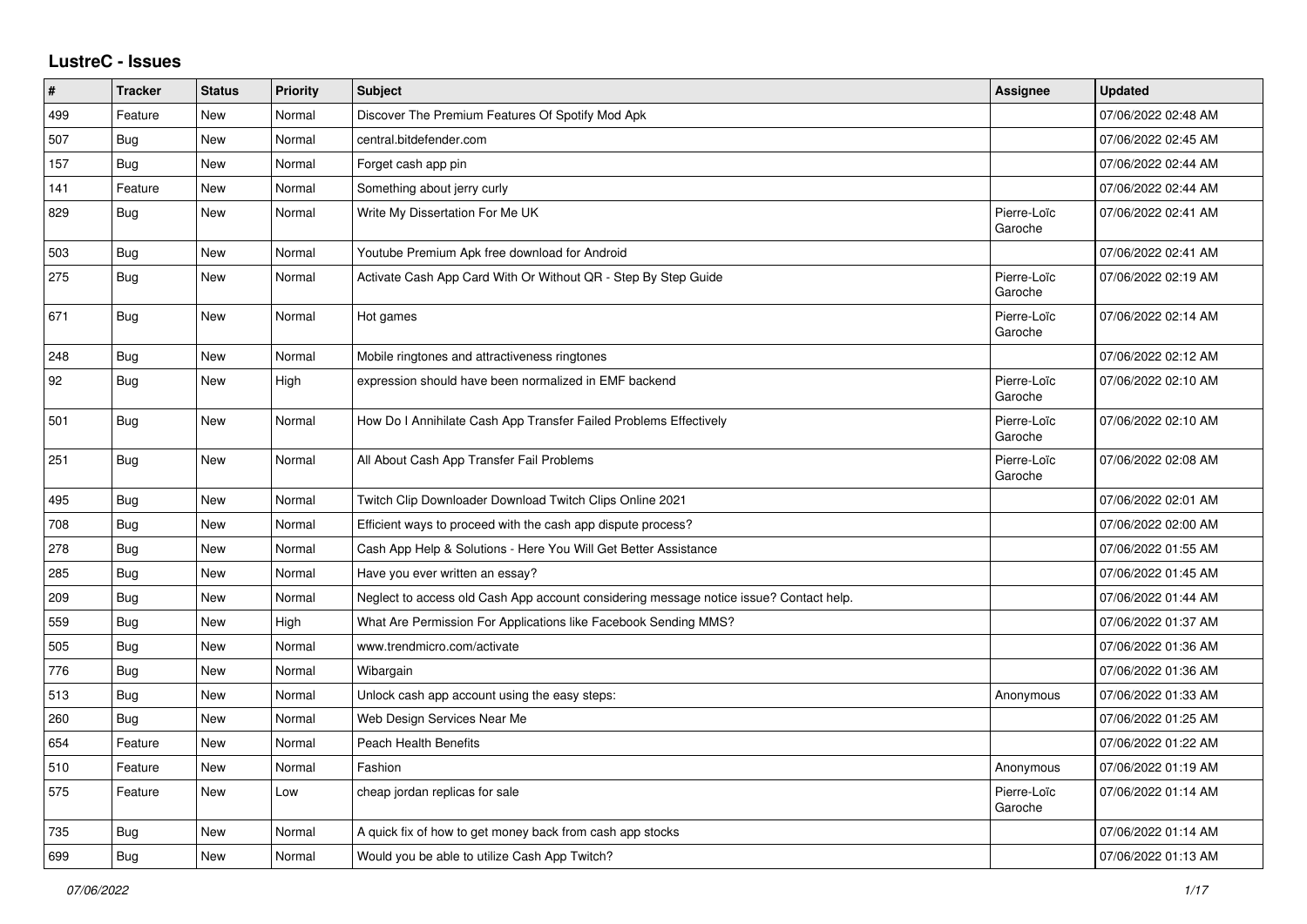# LustreC - Issues

| # | Tracker | Status | Priority | Subject | Assignee | Updated |
|---|---|---|---|---|---|---|
| 499 | Feature | New | Normal | Discover The Premium Features Of Spotify Mod Apk | | 07/06/2022 02:48 AM |
| 507 | Bug | New | Normal | central.bitdefender.com | | 07/06/2022 02:45 AM |
| 157 | Bug | New | Normal | Forget cash app pin | | 07/06/2022 02:44 AM |
| 141 | Feature | New | Normal | Something about jerry curly | | 07/06/2022 02:44 AM |
| 829 | Bug | New | Normal | Write My Dissertation For Me UK | Pierre-Loïc Garoche | 07/06/2022 02:41 AM |
| 503 | Bug | New | Normal | Youtube Premium Apk free download for Android | | 07/06/2022 02:41 AM |
| 275 | Bug | New | Normal | Activate Cash App Card With Or Without QR - Step By Step Guide | Pierre-Loïc Garoche | 07/06/2022 02:19 AM |
| 671 | Bug | New | Normal | Hot games | Pierre-Loïc Garoche | 07/06/2022 02:14 AM |
| 248 | Bug | New | Normal | Mobile ringtones and attractiveness ringtones | | 07/06/2022 02:12 AM |
| 92 | Bug | New | High | expression should have been normalized in EMF backend | Pierre-Loïc Garoche | 07/06/2022 02:10 AM |
| 501 | Bug | New | Normal | How Do I Annihilate Cash App Transfer Failed Problems Effectively | Pierre-Loïc Garoche | 07/06/2022 02:10 AM |
| 251 | Bug | New | Normal | All About Cash App Transfer Fail Problems | Pierre-Loïc Garoche | 07/06/2022 02:08 AM |
| 495 | Bug | New | Normal | Twitch Clip Downloader Download Twitch Clips Online 2021 | | 07/06/2022 02:01 AM |
| 708 | Bug | New | Normal | Efficient ways to proceed with the cash app dispute process? | | 07/06/2022 02:00 AM |
| 278 | Bug | New | Normal | Cash App Help & Solutions - Here You Will Get Better Assistance | | 07/06/2022 01:55 AM |
| 285 | Bug | New | Normal | Have you ever written an essay? | | 07/06/2022 01:45 AM |
| 209 | Bug | New | Normal | Neglect to access old Cash App account considering message notice issue? Contact help. | | 07/06/2022 01:44 AM |
| 559 | Bug | New | High | What Are Permission For Applications like Facebook Sending MMS? | | 07/06/2022 01:37 AM |
| 505 | Bug | New | Normal | www.trendmicro.com/activate | | 07/06/2022 01:36 AM |
| 776 | Bug | New | Normal | Wibargain | | 07/06/2022 01:36 AM |
| 513 | Bug | New | Normal | Unlock cash app account using the easy steps: | Anonymous | 07/06/2022 01:33 AM |
| 260 | Bug | New | Normal | Web Design Services Near Me | | 07/06/2022 01:25 AM |
| 654 | Feature | New | Normal | Peach Health Benefits | | 07/06/2022 01:22 AM |
| 510 | Feature | New | Normal | Fashion | Anonymous | 07/06/2022 01:19 AM |
| 575 | Feature | New | Low | cheap jordan replicas for sale | Pierre-Loïc Garoche | 07/06/2022 01:14 AM |
| 735 | Bug | New | Normal | A quick fix of how to get money back from cash app stocks | | 07/06/2022 01:14 AM |
| 699 | Bug | New | Normal | Would you be able to utilize Cash App Twitch? | | 07/06/2022 01:13 AM |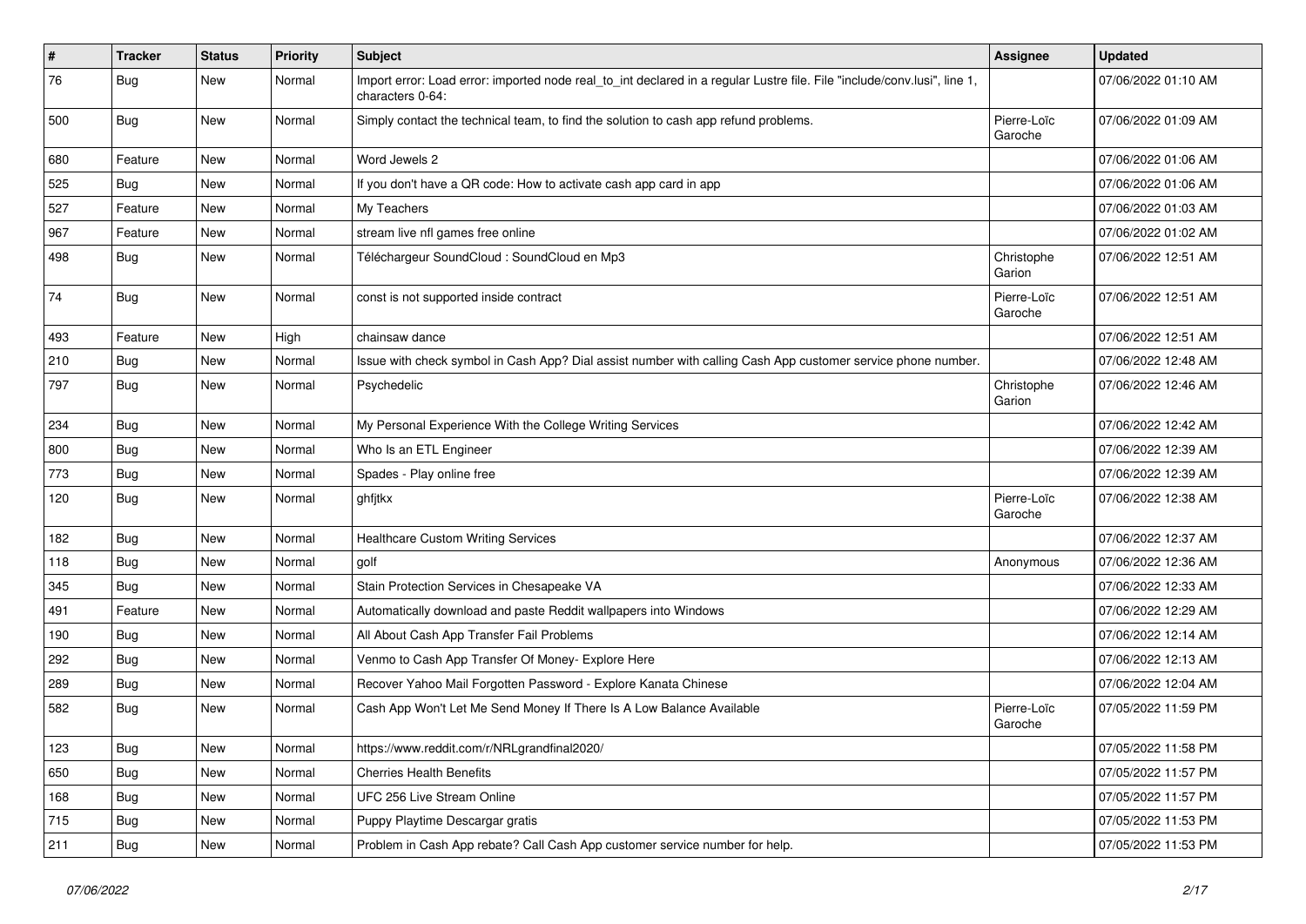| # | Tracker | Status | Priority | Subject | Assignee | Updated |
|---|---|---|---|---|---|---|
| 76 | Bug | New | Normal | Import error: Load error: imported node real_to_int declared in a regular Lustre file. File "include/conv.lusi", line 1, characters 0-64: | | 07/06/2022 01:10 AM |
| 500 | Bug | New | Normal | Simply contact the technical team, to find the solution to cash app refund problems. | Pierre-Loïc Garoche | 07/06/2022 01:09 AM |
| 680 | Feature | New | Normal | Word Jewels 2 | | 07/06/2022 01:06 AM |
| 525 | Bug | New | Normal | If you don't have a QR code: How to activate cash app card in app | | 07/06/2022 01:06 AM |
| 527 | Feature | New | Normal | My Teachers | | 07/06/2022 01:03 AM |
| 967 | Feature | New | Normal | stream live nfl games free online | | 07/06/2022 01:02 AM |
| 498 | Bug | New | Normal | Téléchargeur SoundCloud : SoundCloud en Mp3 | Christophe Garion | 07/06/2022 12:51 AM |
| 74 | Bug | New | Normal | const is not supported inside contract | Pierre-Loïc Garoche | 07/06/2022 12:51 AM |
| 493 | Feature | New | High | chainsaw dance | | 07/06/2022 12:51 AM |
| 210 | Bug | New | Normal | Issue with check symbol in Cash App? Dial assist number with calling Cash App customer service phone number. | | 07/06/2022 12:48 AM |
| 797 | Bug | New | Normal | Psychedelic | Christophe Garion | 07/06/2022 12:46 AM |
| 234 | Bug | New | Normal | My Personal Experience With the College Writing Services | | 07/06/2022 12:42 AM |
| 800 | Bug | New | Normal | Who Is an ETL Engineer | | 07/06/2022 12:39 AM |
| 773 | Bug | New | Normal | Spades - Play online free | | 07/06/2022 12:39 AM |
| 120 | Bug | New | Normal | ghfjtkx | Pierre-Loïc Garoche | 07/06/2022 12:38 AM |
| 182 | Bug | New | Normal | Healthcare Custom Writing Services | | 07/06/2022 12:37 AM |
| 118 | Bug | New | Normal | golf | Anonymous | 07/06/2022 12:36 AM |
| 345 | Bug | New | Normal | Stain Protection Services in Chesapeake VA | | 07/06/2022 12:33 AM |
| 491 | Feature | New | Normal | Automatically download and paste Reddit wallpapers into Windows | | 07/06/2022 12:29 AM |
| 190 | Bug | New | Normal | All About Cash App Transfer Fail Problems | | 07/06/2022 12:14 AM |
| 292 | Bug | New | Normal | Venmo to Cash App Transfer Of Money- Explore Here | | 07/06/2022 12:13 AM |
| 289 | Bug | New | Normal | Recover Yahoo Mail Forgotten Password - Explore Kanata Chinese | | 07/06/2022 12:04 AM |
| 582 | Bug | New | Normal | Cash App Won't Let Me Send Money If There Is A Low Balance Available | Pierre-Loïc Garoche | 07/05/2022 11:59 PM |
| 123 | Bug | New | Normal | https://www.reddit.com/r/NRLgrandfinal2020/ | | 07/05/2022 11:58 PM |
| 650 | Bug | New | Normal | Cherries Health Benefits | | 07/05/2022 11:57 PM |
| 168 | Bug | New | Normal | UFC 256 Live Stream Online | | 07/05/2022 11:57 PM |
| 715 | Bug | New | Normal | Puppy Playtime Descargar gratis | | 07/05/2022 11:53 PM |
| 211 | Bug | New | Normal | Problem in Cash App rebate? Call Cash App customer service number for help. | | 07/05/2022 11:53 PM |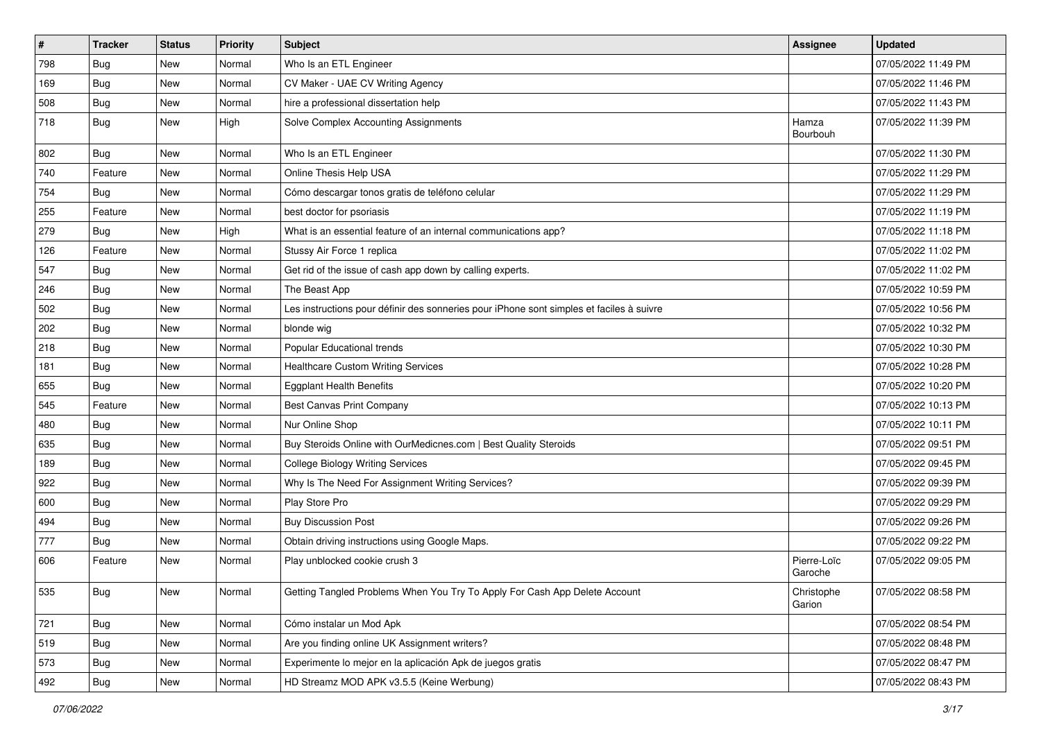| # | Tracker | Status | Priority | Subject | Assignee | Updated |
|---|---|---|---|---|---|---|
| 798 | Bug | New | Normal | Who Is an ETL Engineer | | 07/05/2022 11:49 PM |
| 169 | Bug | New | Normal | CV Maker - UAE CV Writing Agency | | 07/05/2022 11:46 PM |
| 508 | Bug | New | Normal | hire a professional dissertation help | | 07/05/2022 11:43 PM |
| 718 | Bug | New | High | Solve Complex Accounting Assignments | Hamza Bourbouh | 07/05/2022 11:39 PM |
| 802 | Bug | New | Normal | Who Is an ETL Engineer | | 07/05/2022 11:30 PM |
| 740 | Feature | New | Normal | Online Thesis Help USA | | 07/05/2022 11:29 PM |
| 754 | Bug | New | Normal | Cómo descargar tonos gratis de teléfono celular | | 07/05/2022 11:29 PM |
| 255 | Feature | New | Normal | best doctor for psoriasis | | 07/05/2022 11:19 PM |
| 279 | Bug | New | High | What is an essential feature of an internal communications app? | | 07/05/2022 11:18 PM |
| 126 | Feature | New | Normal | Stussy Air Force 1 replica | | 07/05/2022 11:02 PM |
| 547 | Bug | New | Normal | Get rid of the issue of cash app down by calling experts. | | 07/05/2022 11:02 PM |
| 246 | Bug | New | Normal | The Beast App | | 07/05/2022 10:59 PM |
| 502 | Bug | New | Normal | Les instructions pour définir des sonneries pour iPhone sont simples et faciles à suivre | | 07/05/2022 10:56 PM |
| 202 | Bug | New | Normal | blonde wig | | 07/05/2022 10:32 PM |
| 218 | Bug | New | Normal | Popular Educational trends | | 07/05/2022 10:30 PM |
| 181 | Bug | New | Normal | Healthcare Custom Writing Services | | 07/05/2022 10:28 PM |
| 655 | Bug | New | Normal | Eggplant Health Benefits | | 07/05/2022 10:20 PM |
| 545 | Feature | New | Normal | Best Canvas Print Company | | 07/05/2022 10:13 PM |
| 480 | Bug | New | Normal | Nur Online Shop | | 07/05/2022 10:11 PM |
| 635 | Bug | New | Normal | Buy Steroids Online with OurMedicnes.com \| Best Quality Steroids | | 07/05/2022 09:51 PM |
| 189 | Bug | New | Normal | College Biology Writing Services | | 07/05/2022 09:45 PM |
| 922 | Bug | New | Normal | Why Is The Need For Assignment Writing Services? | | 07/05/2022 09:39 PM |
| 600 | Bug | New | Normal | Play Store Pro | | 07/05/2022 09:29 PM |
| 494 | Bug | New | Normal | Buy Discussion Post | | 07/05/2022 09:26 PM |
| 777 | Bug | New | Normal | Obtain driving instructions using Google Maps. | | 07/05/2022 09:22 PM |
| 606 | Feature | New | Normal | Play unblocked cookie crush 3 | Pierre-Loïc Garoche | 07/05/2022 09:05 PM |
| 535 | Bug | New | Normal | Getting Tangled Problems When You Try To Apply For Cash App Delete Account | Christophe Garion | 07/05/2022 08:58 PM |
| 721 | Bug | New | Normal | Cómo instalar un Mod Apk | | 07/05/2022 08:54 PM |
| 519 | Bug | New | Normal | Are you finding online UK Assignment writers? | | 07/05/2022 08:48 PM |
| 573 | Bug | New | Normal | Experimente lo mejor en la aplicación Apk de juegos gratis | | 07/05/2022 08:47 PM |
| 492 | Bug | New | Normal | HD Streamz MOD APK v3.5.5 (Keine Werbung) | | 07/05/2022 08:43 PM |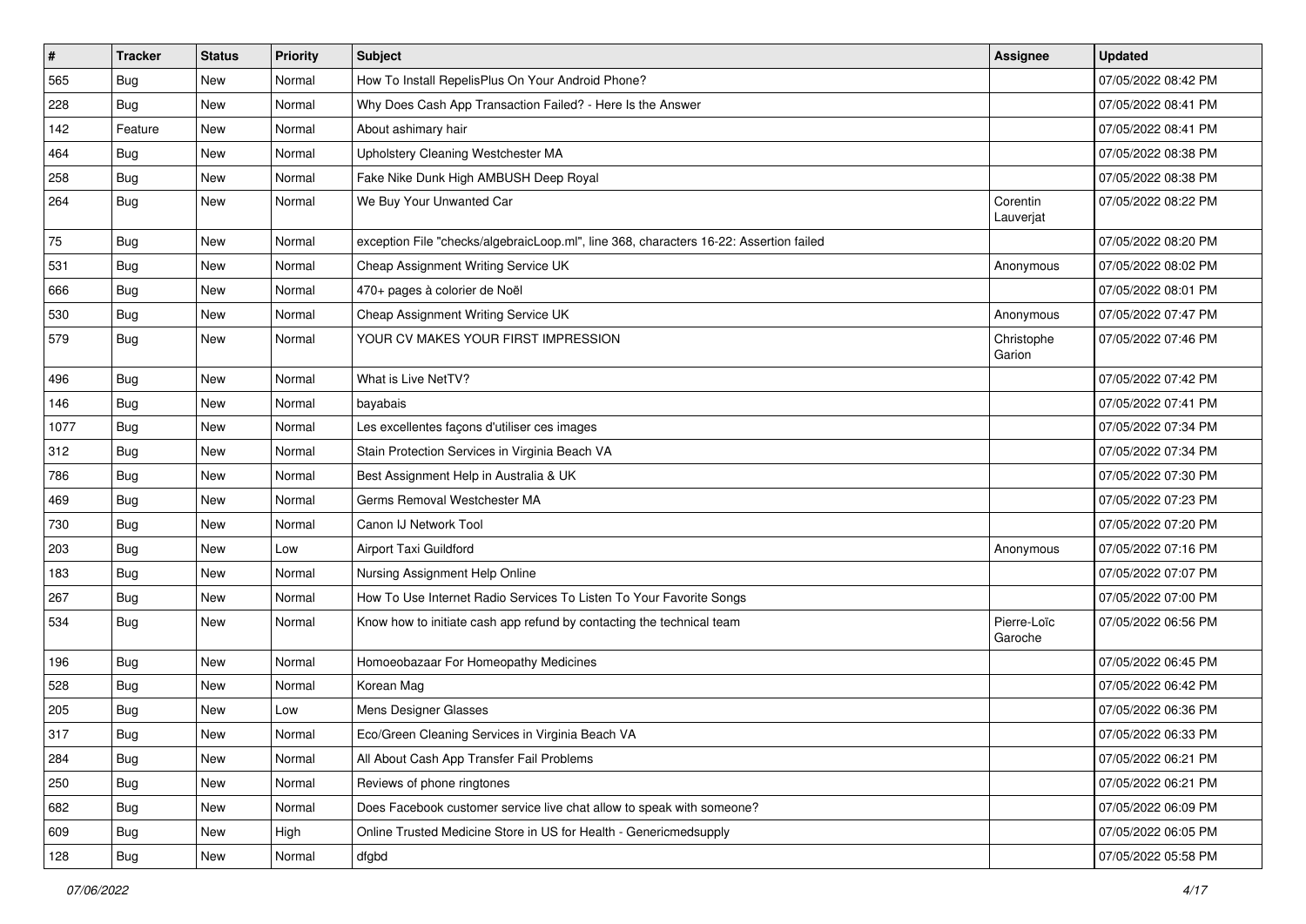| # | Tracker | Status | Priority | Subject | Assignee | Updated |
|---|---|---|---|---|---|---|
| 565 | Bug | New | Normal | How To Install RepelisPlus On Your Android Phone? | | 07/05/2022 08:42 PM |
| 228 | Bug | New | Normal | Why Does Cash App Transaction Failed? - Here Is the Answer | | 07/05/2022 08:41 PM |
| 142 | Feature | New | Normal | About ashimary hair | | 07/05/2022 08:41 PM |
| 464 | Bug | New | Normal | Upholstery Cleaning Westchester MA | | 07/05/2022 08:38 PM |
| 258 | Bug | New | Normal | Fake Nike Dunk High AMBUSH Deep Royal | | 07/05/2022 08:38 PM |
| 264 | Bug | New | Normal | We Buy Your Unwanted Car | Corentin Lauverjat | 07/05/2022 08:22 PM |
| 75 | Bug | New | Normal | exception File "checks/algebraicLoop.ml", line 368, characters 16-22: Assertion failed | | 07/05/2022 08:20 PM |
| 531 | Bug | New | Normal | Cheap Assignment Writing Service UK | Anonymous | 07/05/2022 08:02 PM |
| 666 | Bug | New | Normal | 470+ pages à colorier de Noël | | 07/05/2022 08:01 PM |
| 530 | Bug | New | Normal | Cheap Assignment Writing Service UK | Anonymous | 07/05/2022 07:47 PM |
| 579 | Bug | New | Normal | YOUR CV MAKES YOUR FIRST IMPRESSION | Christophe Garion | 07/05/2022 07:46 PM |
| 496 | Bug | New | Normal | What is Live NetTV? | | 07/05/2022 07:42 PM |
| 146 | Bug | New | Normal | bayabais | | 07/05/2022 07:41 PM |
| 1077 | Bug | New | Normal | Les excellentes façons d'utiliser ces images | | 07/05/2022 07:34 PM |
| 312 | Bug | New | Normal | Stain Protection Services in Virginia Beach VA | | 07/05/2022 07:34 PM |
| 786 | Bug | New | Normal | Best Assignment Help in Australia & UK | | 07/05/2022 07:30 PM |
| 469 | Bug | New | Normal | Germs Removal Westchester MA | | 07/05/2022 07:23 PM |
| 730 | Bug | New | Normal | Canon IJ Network Tool | | 07/05/2022 07:20 PM |
| 203 | Bug | New | Low | Airport Taxi Guildford | Anonymous | 07/05/2022 07:16 PM |
| 183 | Bug | New | Normal | Nursing Assignment Help Online | | 07/05/2022 07:07 PM |
| 267 | Bug | New | Normal | How To Use Internet Radio Services To Listen To Your Favorite Songs | | 07/05/2022 07:00 PM |
| 534 | Bug | New | Normal | Know how to initiate cash app refund by contacting the technical team | Pierre-Loïc Garoche | 07/05/2022 06:56 PM |
| 196 | Bug | New | Normal | Homoeobazaar For Homeopathy Medicines | | 07/05/2022 06:45 PM |
| 528 | Bug | New | Normal | Korean Mag | | 07/05/2022 06:42 PM |
| 205 | Bug | New | Low | Mens Designer Glasses | | 07/05/2022 06:36 PM |
| 317 | Bug | New | Normal | Eco/Green Cleaning Services in Virginia Beach VA | | 07/05/2022 06:33 PM |
| 284 | Bug | New | Normal | All About Cash App Transfer Fail Problems | | 07/05/2022 06:21 PM |
| 250 | Bug | New | Normal | Reviews of phone ringtones | | 07/05/2022 06:21 PM |
| 682 | Bug | New | Normal | Does Facebook customer service live chat allow to speak with someone? | | 07/05/2022 06:09 PM |
| 609 | Bug | New | High | Online Trusted Medicine Store in US for Health - Genericmedsupply | | 07/05/2022 06:05 PM |
| 128 | Bug | New | Normal | dfgbd | | 07/05/2022 05:58 PM |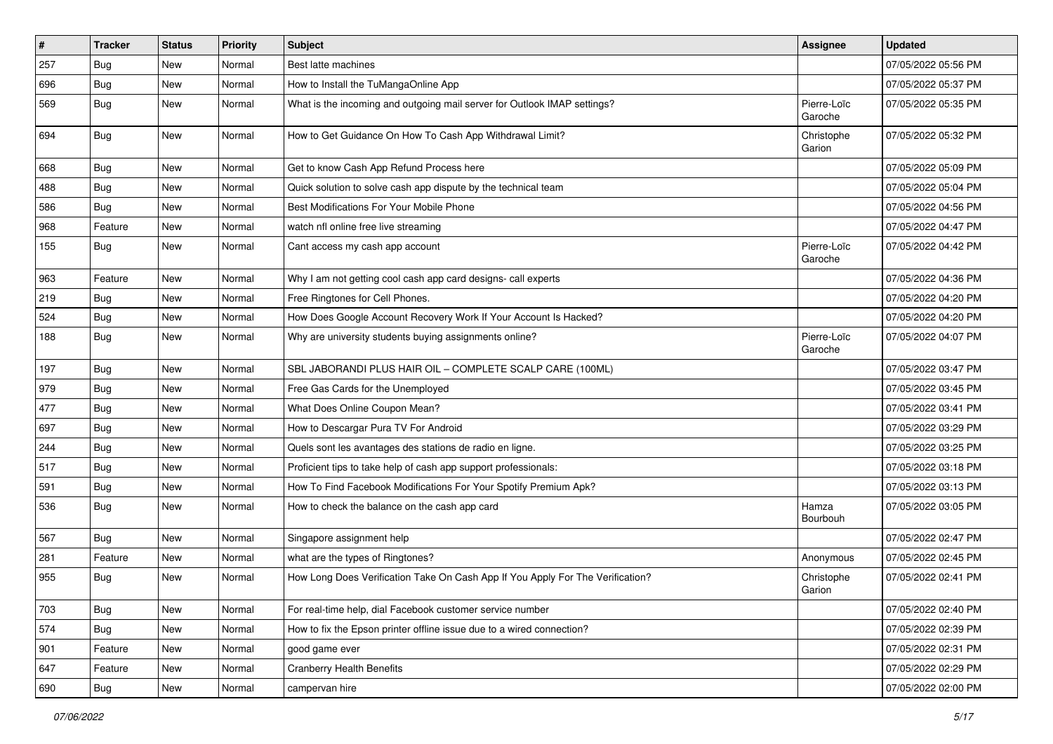| # | Tracker | Status | Priority | Subject | Assignee | Updated |
|---|---|---|---|---|---|---|
| 257 | Bug | New | Normal | Best latte machines | | 07/05/2022 05:56 PM |
| 696 | Bug | New | Normal | How to Install the TuMangaOnline App | | 07/05/2022 05:37 PM |
| 569 | Bug | New | Normal | What is the incoming and outgoing mail server for Outlook IMAP settings? | Pierre-Loïc Garoche | 07/05/2022 05:35 PM |
| 694 | Bug | New | Normal | How to Get Guidance On How To Cash App Withdrawal Limit? | Christophe Garion | 07/05/2022 05:32 PM |
| 668 | Bug | New | Normal | Get to know Cash App Refund Process here | | 07/05/2022 05:09 PM |
| 488 | Bug | New | Normal | Quick solution to solve cash app dispute by the technical team | | 07/05/2022 05:04 PM |
| 586 | Bug | New | Normal | Best Modifications For Your Mobile Phone | | 07/05/2022 04:56 PM |
| 968 | Feature | New | Normal | watch nfl online free live streaming | | 07/05/2022 04:47 PM |
| 155 | Bug | New | Normal | Cant access my cash app account | Pierre-Loïc Garoche | 07/05/2022 04:42 PM |
| 963 | Feature | New | Normal | Why I am not getting cool cash app card designs- call experts | | 07/05/2022 04:36 PM |
| 219 | Bug | New | Normal | Free Ringtones for Cell Phones. | | 07/05/2022 04:20 PM |
| 524 | Bug | New | Normal | How Does Google Account Recovery Work If Your Account Is Hacked? | | 07/05/2022 04:20 PM |
| 188 | Bug | New | Normal | Why are university students buying assignments online? | Pierre-Loïc Garoche | 07/05/2022 04:07 PM |
| 197 | Bug | New | Normal | SBL JABORANDI PLUS HAIR OIL – COMPLETE SCALP CARE (100ML) | | 07/05/2022 03:47 PM |
| 979 | Bug | New | Normal | Free Gas Cards for the Unemployed | | 07/05/2022 03:45 PM |
| 477 | Bug | New | Normal | What Does Online Coupon Mean? | | 07/05/2022 03:41 PM |
| 697 | Bug | New | Normal | How to Descargar Pura TV For Android | | 07/05/2022 03:29 PM |
| 244 | Bug | New | Normal | Quels sont les avantages des stations de radio en ligne. | | 07/05/2022 03:25 PM |
| 517 | Bug | New | Normal | Proficient tips to take help of cash app support professionals: | | 07/05/2022 03:18 PM |
| 591 | Bug | New | Normal | How To Find Facebook Modifications For Your Spotify Premium Apk? | | 07/05/2022 03:13 PM |
| 536 | Bug | New | Normal | How to check the balance on the cash app card | Hamza Bourbouh | 07/05/2022 03:05 PM |
| 567 | Bug | New | Normal | Singapore assignment help | | 07/05/2022 02:47 PM |
| 281 | Feature | New | Normal | what are the types of Ringtones? | Anonymous | 07/05/2022 02:45 PM |
| 955 | Bug | New | Normal | How Long Does Verification Take On Cash App If You Apply For The Verification? | Christophe Garion | 07/05/2022 02:41 PM |
| 703 | Bug | New | Normal | For real-time help, dial Facebook customer service number | | 07/05/2022 02:40 PM |
| 574 | Bug | New | Normal | How to fix the Epson printer offline issue due to a wired connection? | | 07/05/2022 02:39 PM |
| 901 | Feature | New | Normal | good game ever | | 07/05/2022 02:31 PM |
| 647 | Feature | New | Normal | Cranberry Health Benefits | | 07/05/2022 02:29 PM |
| 690 | Bug | New | Normal | campervan hire | | 07/05/2022 02:00 PM |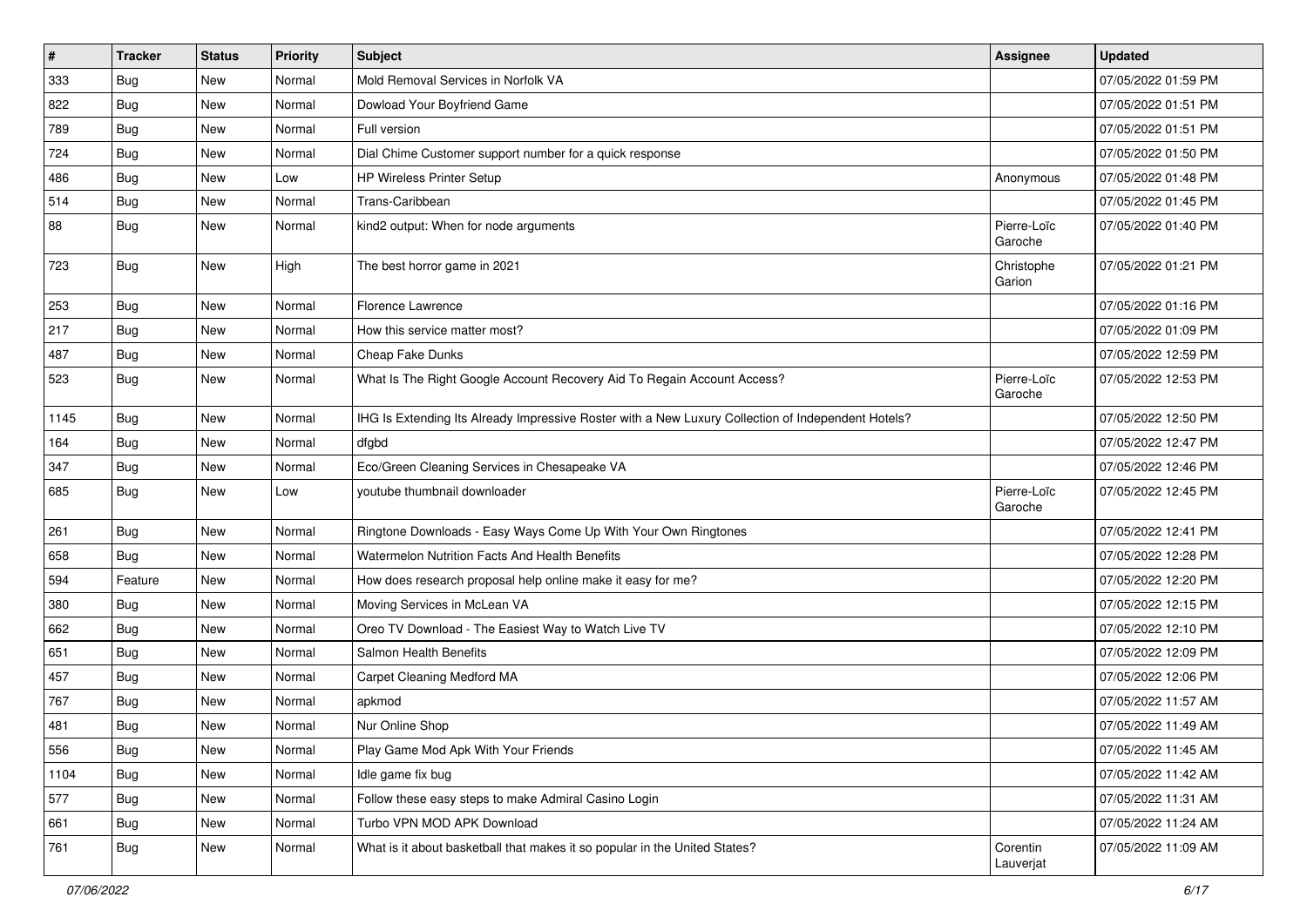| # | Tracker | Status | Priority | Subject | Assignee | Updated |
|---|---|---|---|---|---|---|
| 333 | Bug | New | Normal | Mold Removal Services in Norfolk VA | | 07/05/2022 01:59 PM |
| 822 | Bug | New | Normal | Dowload Your Boyfriend Game | | 07/05/2022 01:51 PM |
| 789 | Bug | New | Normal | Full version | | 07/05/2022 01:51 PM |
| 724 | Bug | New | Normal | Dial Chime Customer support number for a quick response | | 07/05/2022 01:50 PM |
| 486 | Bug | New | Low | HP Wireless Printer Setup | Anonymous | 07/05/2022 01:48 PM |
| 514 | Bug | New | Normal | Trans-Caribbean | | 07/05/2022 01:45 PM |
| 88 | Bug | New | Normal | kind2 output: When for node arguments | Pierre-Loïc Garoche | 07/05/2022 01:40 PM |
| 723 | Bug | New | High | The best horror game in 2021 | Christophe Garion | 07/05/2022 01:21 PM |
| 253 | Bug | New | Normal | Florence Lawrence | | 07/05/2022 01:16 PM |
| 217 | Bug | New | Normal | How this service matter most? | | 07/05/2022 01:09 PM |
| 487 | Bug | New | Normal | Cheap Fake Dunks | | 07/05/2022 12:59 PM |
| 523 | Bug | New | Normal | What Is The Right Google Account Recovery Aid To Regain Account Access? | Pierre-Loïc Garoche | 07/05/2022 12:53 PM |
| 1145 | Bug | New | Normal | IHG Is Extending Its Already Impressive Roster with a New Luxury Collection of Independent Hotels? | | 07/05/2022 12:50 PM |
| 164 | Bug | New | Normal | dfgbd | | 07/05/2022 12:47 PM |
| 347 | Bug | New | Normal | Eco/Green Cleaning Services in Chesapeake VA | | 07/05/2022 12:46 PM |
| 685 | Bug | New | Low | youtube thumbnail downloader | Pierre-Loïc Garoche | 07/05/2022 12:45 PM |
| 261 | Bug | New | Normal | Ringtone Downloads - Easy Ways Come Up With Your Own Ringtones | | 07/05/2022 12:41 PM |
| 658 | Bug | New | Normal | Watermelon Nutrition Facts And Health Benefits | | 07/05/2022 12:28 PM |
| 594 | Feature | New | Normal | How does research proposal help online make it easy for me? | | 07/05/2022 12:20 PM |
| 380 | Bug | New | Normal | Moving Services in McLean VA | | 07/05/2022 12:15 PM |
| 662 | Bug | New | Normal | Oreo TV Download - The Easiest Way to Watch Live TV | | 07/05/2022 12:10 PM |
| 651 | Bug | New | Normal | Salmon Health Benefits | | 07/05/2022 12:09 PM |
| 457 | Bug | New | Normal | Carpet Cleaning Medford MA | | 07/05/2022 12:06 PM |
| 767 | Bug | New | Normal | apkmod | | 07/05/2022 11:57 AM |
| 481 | Bug | New | Normal | Nur Online Shop | | 07/05/2022 11:49 AM |
| 556 | Bug | New | Normal | Play Game Mod Apk With Your Friends | | 07/05/2022 11:45 AM |
| 1104 | Bug | New | Normal | Idle game fix bug | | 07/05/2022 11:42 AM |
| 577 | Bug | New | Normal | Follow these easy steps to make Admiral Casino Login | | 07/05/2022 11:31 AM |
| 661 | Bug | New | Normal | Turbo VPN MOD APK Download | | 07/05/2022 11:24 AM |
| 761 | Bug | New | Normal | What is it about basketball that makes it so popular in the United States? | Corentin Lauverjat | 07/05/2022 11:09 AM |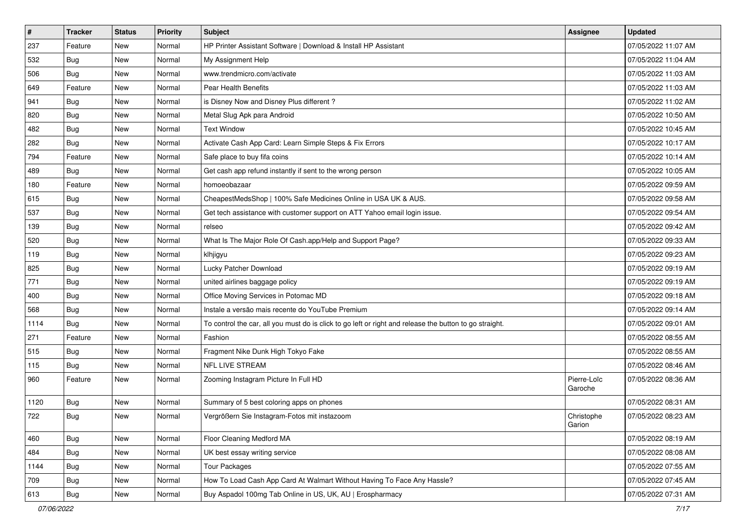| # | Tracker | Status | Priority | Subject | Assignee | Updated |
|---|---|---|---|---|---|---|
| 237 | Feature | New | Normal | HP Printer Assistant Software \| Download & Install HP Assistant | | 07/05/2022 11:07 AM |
| 532 | Bug | New | Normal | My Assignment Help | | 07/05/2022 11:04 AM |
| 506 | Bug | New | Normal | www.trendmicro.com/activate | | 07/05/2022 11:03 AM |
| 649 | Feature | New | Normal | Pear Health Benefits | | 07/05/2022 11:03 AM |
| 941 | Bug | New | Normal | is Disney Now and Disney Plus different ? | | 07/05/2022 11:02 AM |
| 820 | Bug | New | Normal | Metal Slug Apk para Android | | 07/05/2022 10:50 AM |
| 482 | Bug | New | Normal | Text Window | | 07/05/2022 10:45 AM |
| 282 | Bug | New | Normal | Activate Cash App Card: Learn Simple Steps & Fix Errors | | 07/05/2022 10:17 AM |
| 794 | Feature | New | Normal | Safe place to buy fifa coins | | 07/05/2022 10:14 AM |
| 489 | Bug | New | Normal | Get cash app refund instantly if sent to the wrong person | | 07/05/2022 10:05 AM |
| 180 | Feature | New | Normal | homoeobazaar | | 07/05/2022 09:59 AM |
| 615 | Bug | New | Normal | CheapestMedsShop \| 100% Safe Medicines Online in USA UK & AUS. | | 07/05/2022 09:58 AM |
| 537 | Bug | New | Normal | Get tech assistance with customer support on ATT Yahoo email login issue. | | 07/05/2022 09:54 AM |
| 139 | Bug | New | Normal | relseo | | 07/05/2022 09:42 AM |
| 520 | Bug | New | Normal | What Is The Major Role Of Cash.app/Help and Support Page? | | 07/05/2022 09:33 AM |
| 119 | Bug | New | Normal | klhjigyu | | 07/05/2022 09:23 AM |
| 825 | Bug | New | Normal | Lucky Patcher Download | | 07/05/2022 09:19 AM |
| 771 | Bug | New | Normal | united airlines baggage policy | | 07/05/2022 09:19 AM |
| 400 | Bug | New | Normal | Office Moving Services in Potomac MD | | 07/05/2022 09:18 AM |
| 568 | Bug | New | Normal | Instale a versão mais recente do YouTube Premium | | 07/05/2022 09:14 AM |
| 1114 | Bug | New | Normal | To control the car, all you must do is click to go left or right and release the button to go straight. | | 07/05/2022 09:01 AM |
| 271 | Feature | New | Normal | Fashion | | 07/05/2022 08:55 AM |
| 515 | Bug | New | Normal | Fragment Nike Dunk High Tokyo Fake | | 07/05/2022 08:55 AM |
| 115 | Bug | New | Normal | NFL LIVE STREAM | | 07/05/2022 08:46 AM |
| 960 | Feature | New | Normal | Zooming Instagram Picture In Full HD | Pierre-Loïc Garoche | 07/05/2022 08:36 AM |
| 1120 | Bug | New | Normal | Summary of 5 best coloring apps on phones | | 07/05/2022 08:31 AM |
| 722 | Bug | New | Normal | Vergrößern Sie Instagram-Fotos mit instazoom | Christophe Garion | 07/05/2022 08:23 AM |
| 460 | Bug | New | Normal | Floor Cleaning Medford MA | | 07/05/2022 08:19 AM |
| 484 | Bug | New | Normal | UK best essay writing service | | 07/05/2022 08:08 AM |
| 1144 | Bug | New | Normal | Tour Packages | | 07/05/2022 07:55 AM |
| 709 | Bug | New | Normal | How To Load Cash App Card At Walmart Without Having To Face Any Hassle? | | 07/05/2022 07:45 AM |
| 613 | Bug | New | Normal | Buy Aspadol 100mg Tab Online in US, UK, AU \| Erospharmacy | | 07/05/2022 07:31 AM |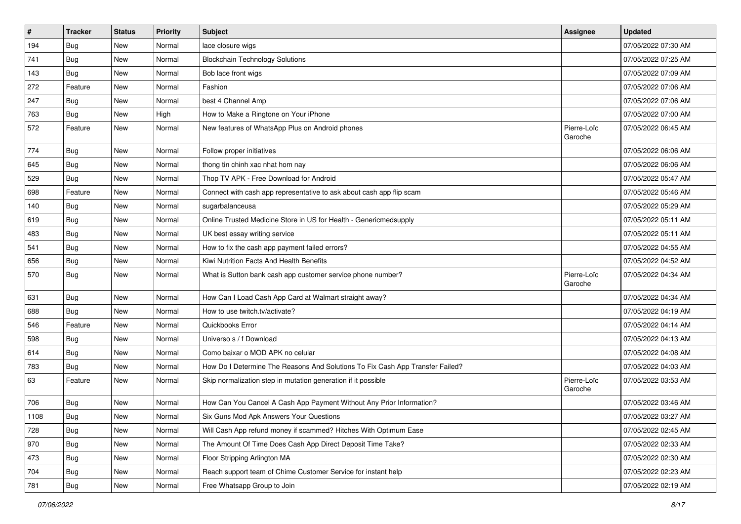| # | Tracker | Status | Priority | Subject | Assignee | Updated |
|---|---|---|---|---|---|---|
| 194 | Bug | New | Normal | lace closure wigs | | 07/05/2022 07:30 AM |
| 741 | Bug | New | Normal | Blockchain Technology Solutions | | 07/05/2022 07:25 AM |
| 143 | Bug | New | Normal | Bob lace front wigs | | 07/05/2022 07:09 AM |
| 272 | Feature | New | Normal | Fashion | | 07/05/2022 07:06 AM |
| 247 | Bug | New | Normal | best 4 Channel Amp | | 07/05/2022 07:06 AM |
| 763 | Bug | New | High | How to Make a Ringtone on Your iPhone | | 07/05/2022 07:00 AM |
| 572 | Feature | New | Normal | New features of WhatsApp Plus on Android phones | Pierre-Loïc Garoche | 07/05/2022 06:45 AM |
| 774 | Bug | New | Normal | Follow proper initiatives | | 07/05/2022 06:06 AM |
| 645 | Bug | New | Normal | thong tin chinh xac nhat hom nay | | 07/05/2022 06:06 AM |
| 529 | Bug | New | Normal | Thop TV APK - Free Download for Android | | 07/05/2022 05:47 AM |
| 698 | Feature | New | Normal | Connect with cash app representative to ask about cash app flip scam | | 07/05/2022 05:46 AM |
| 140 | Bug | New | Normal | sugarbalanceusa | | 07/05/2022 05:29 AM |
| 619 | Bug | New | Normal | Online Trusted Medicine Store in US for Health - Genericmedsupply | | 07/05/2022 05:11 AM |
| 483 | Bug | New | Normal | UK best essay writing service | | 07/05/2022 05:11 AM |
| 541 | Bug | New | Normal | How to fix the cash app payment failed errors? | | 07/05/2022 04:55 AM |
| 656 | Bug | New | Normal | Kiwi Nutrition Facts And Health Benefits | | 07/05/2022 04:52 AM |
| 570 | Bug | New | Normal | What is Sutton bank cash app customer service phone number? | Pierre-Loïc Garoche | 07/05/2022 04:34 AM |
| 631 | Bug | New | Normal | How Can I Load Cash App Card at Walmart straight away? | | 07/05/2022 04:34 AM |
| 688 | Bug | New | Normal | How to use twitch.tv/activate? | | 07/05/2022 04:19 AM |
| 546 | Feature | New | Normal | Quickbooks Error | | 07/05/2022 04:14 AM |
| 598 | Bug | New | Normal | Universo s / f Download | | 07/05/2022 04:13 AM |
| 614 | Bug | New | Normal | Como baixar o MOD APK no celular | | 07/05/2022 04:08 AM |
| 783 | Bug | New | Normal | How Do I Determine The Reasons And Solutions To Fix Cash App Transfer Failed? | | 07/05/2022 04:03 AM |
| 63 | Feature | New | Normal | Skip normalization step in mutation generation if it possible | Pierre-Loïc Garoche | 07/05/2022 03:53 AM |
| 706 | Bug | New | Normal | How Can You Cancel A Cash App Payment Without Any Prior Information? | | 07/05/2022 03:46 AM |
| 1108 | Bug | New | Normal | Six Guns Mod Apk Answers Your Questions | | 07/05/2022 03:27 AM |
| 728 | Bug | New | Normal | Will Cash App refund money if scammed? Hitches With Optimum Ease | | 07/05/2022 02:45 AM |
| 970 | Bug | New | Normal | The Amount Of Time Does Cash App Direct Deposit Time Take? | | 07/05/2022 02:33 AM |
| 473 | Bug | New | Normal | Floor Stripping Arlington MA | | 07/05/2022 02:30 AM |
| 704 | Bug | New | Normal | Reach support team of Chime Customer Service for instant help | | 07/05/2022 02:23 AM |
| 781 | Bug | New | Normal | Free Whatsapp Group to Join | | 07/05/2022 02:19 AM |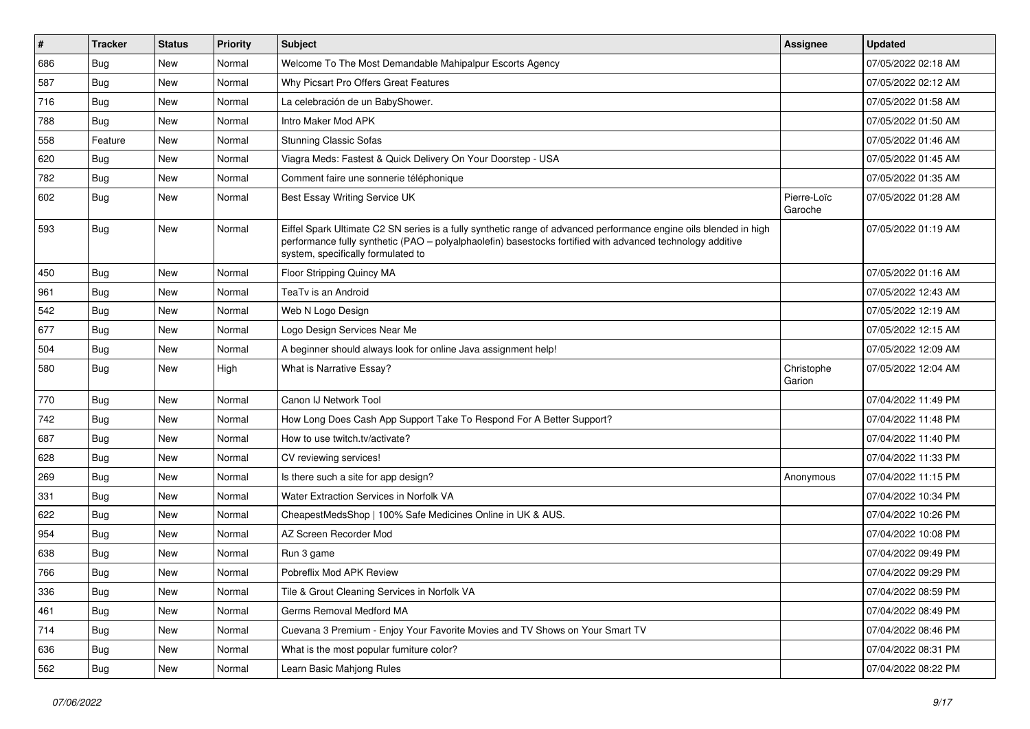| # | Tracker | Status | Priority | Subject | Assignee | Updated |
| --- | --- | --- | --- | --- | --- | --- |
| 686 | Bug | New | Normal | Welcome To The Most Demandable Mahipalpur Escorts Agency | | 07/05/2022 02:18 AM |
| 587 | Bug | New | Normal | Why Picsart Pro Offers Great Features | | 07/05/2022 02:12 AM |
| 716 | Bug | New | Normal | La celebración de un BabyShower. | | 07/05/2022 01:58 AM |
| 788 | Bug | New | Normal | Intro Maker Mod APK | | 07/05/2022 01:50 AM |
| 558 | Feature | New | Normal | Stunning Classic Sofas | | 07/05/2022 01:46 AM |
| 620 | Bug | New | Normal | Viagra Meds: Fastest & Quick Delivery On Your Doorstep - USA | | 07/05/2022 01:45 AM |
| 782 | Bug | New | Normal | Comment faire une sonnerie téléphonique | | 07/05/2022 01:35 AM |
| 602 | Bug | New | Normal | Best Essay Writing Service UK | Pierre-Loïc Garoche | 07/05/2022 01:28 AM |
| 593 | Bug | New | Normal | Eiffel Spark Ultimate C2 SN series is a fully synthetic range of advanced performance engine oils blended in high performance fully synthetic (PAO – polyalphaolefin) basestocks fortified with advanced technology additive system, specifically formulated to | | 07/05/2022 01:19 AM |
| 450 | Bug | New | Normal | Floor Stripping Quincy MA | | 07/05/2022 01:16 AM |
| 961 | Bug | New | Normal | TeaTv is an Android | | 07/05/2022 12:43 AM |
| 542 | Bug | New | Normal | Web N Logo Design | | 07/05/2022 12:19 AM |
| 677 | Bug | New | Normal | Logo Design Services Near Me | | 07/05/2022 12:15 AM |
| 504 | Bug | New | Normal | A beginner should always look for online Java assignment help! | | 07/05/2022 12:09 AM |
| 580 | Bug | New | High | What is Narrative Essay? | Christophe Garion | 07/05/2022 12:04 AM |
| 770 | Bug | New | Normal | Canon IJ Network Tool | | 07/04/2022 11:49 PM |
| 742 | Bug | New | Normal | How Long Does Cash App Support Take To Respond For A Better Support? | | 07/04/2022 11:48 PM |
| 687 | Bug | New | Normal | How to use twitch.tv/activate? | | 07/04/2022 11:40 PM |
| 628 | Bug | New | Normal | CV reviewing services! | | 07/04/2022 11:33 PM |
| 269 | Bug | New | Normal | Is there such a site for app design? | Anonymous | 07/04/2022 11:15 PM |
| 331 | Bug | New | Normal | Water Extraction Services in Norfolk VA | | 07/04/2022 10:34 PM |
| 622 | Bug | New | Normal | CheapestMedsShop \| 100% Safe Medicines Online in UK & AUS. | | 07/04/2022 10:26 PM |
| 954 | Bug | New | Normal | AZ Screen Recorder Mod | | 07/04/2022 10:08 PM |
| 638 | Bug | New | Normal | Run 3 game | | 07/04/2022 09:49 PM |
| 766 | Bug | New | Normal | Pobreflix Mod APK Review | | 07/04/2022 09:29 PM |
| 336 | Bug | New | Normal | Tile & Grout Cleaning Services in Norfolk VA | | 07/04/2022 08:59 PM |
| 461 | Bug | New | Normal | Germs Removal Medford MA | | 07/04/2022 08:49 PM |
| 714 | Bug | New | Normal | Cuevana 3 Premium - Enjoy Your Favorite Movies and TV Shows on Your Smart TV | | 07/04/2022 08:46 PM |
| 636 | Bug | New | Normal | What is the most popular furniture color? | | 07/04/2022 08:31 PM |
| 562 | Bug | New | Normal | Learn Basic Mahjong Rules | | 07/04/2022 08:22 PM |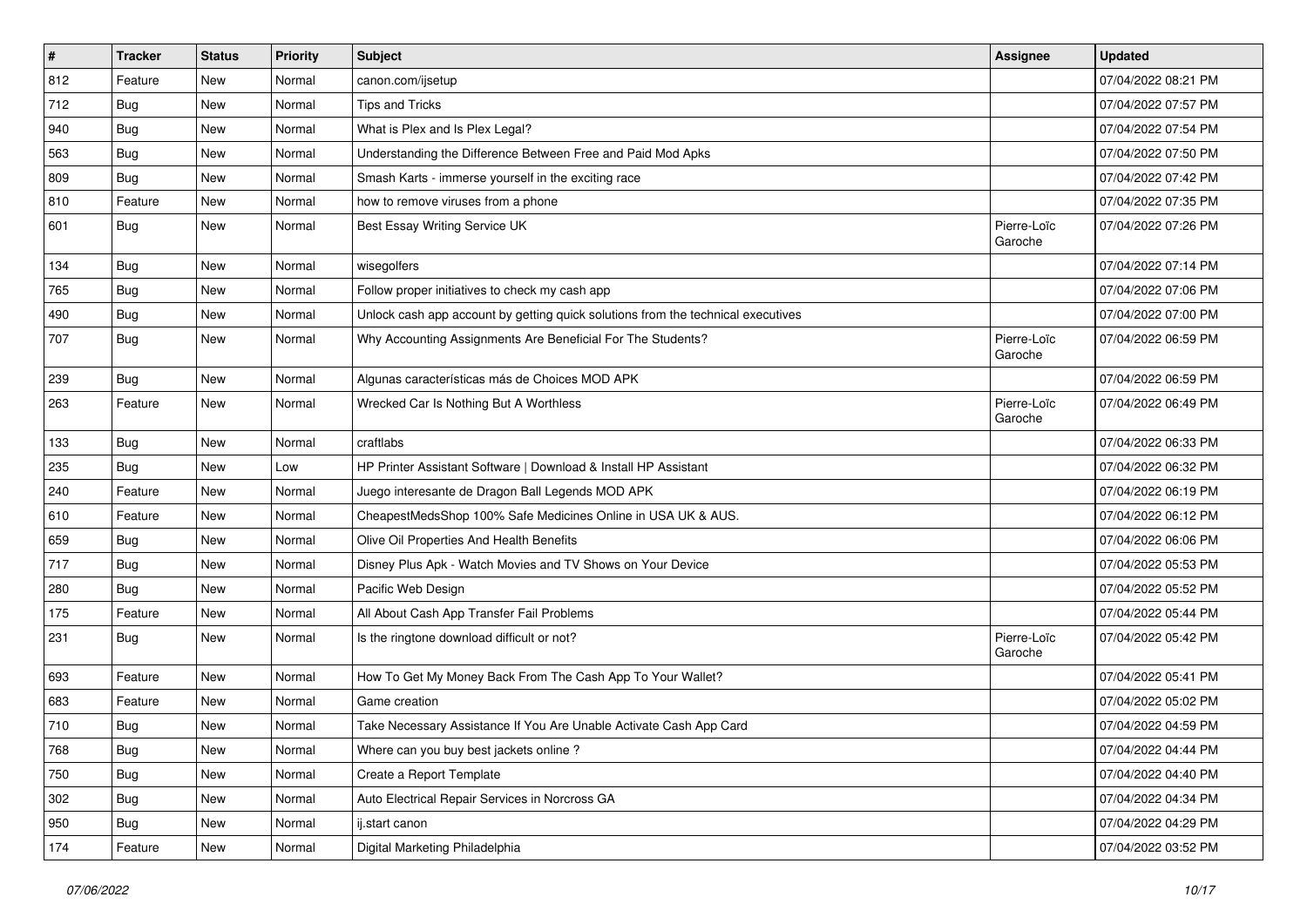| # | Tracker | Status | Priority | Subject | Assignee | Updated |
|---|---|---|---|---|---|---|
| 812 | Feature | New | Normal | canon.com/ijsetup | | 07/04/2022 08:21 PM |
| 712 | Bug | New | Normal | Tips and Tricks | | 07/04/2022 07:57 PM |
| 940 | Bug | New | Normal | What is Plex and Is Plex Legal? | | 07/04/2022 07:54 PM |
| 563 | Bug | New | Normal | Understanding the Difference Between Free and Paid Mod Apks | | 07/04/2022 07:50 PM |
| 809 | Bug | New | Normal | Smash Karts - immerse yourself in the exciting race | | 07/04/2022 07:42 PM |
| 810 | Feature | New | Normal | how to remove viruses from a phone | | 07/04/2022 07:35 PM |
| 601 | Bug | New | Normal | Best Essay Writing Service UK | Pierre-Loïc Garoche | 07/04/2022 07:26 PM |
| 134 | Bug | New | Normal | wisegolfers | | 07/04/2022 07:14 PM |
| 765 | Bug | New | Normal | Follow proper initiatives to check my cash app | | 07/04/2022 07:06 PM |
| 490 | Bug | New | Normal | Unlock cash app account by getting quick solutions from the technical executives | | 07/04/2022 07:00 PM |
| 707 | Bug | New | Normal | Why Accounting Assignments Are Beneficial For The Students? | Pierre-Loïc Garoche | 07/04/2022 06:59 PM |
| 239 | Bug | New | Normal | Algunas características más de Choices MOD APK | | 07/04/2022 06:59 PM |
| 263 | Feature | New | Normal | Wrecked Car Is Nothing But A Worthless | Pierre-Loïc Garoche | 07/04/2022 06:49 PM |
| 133 | Bug | New | Normal | craftlabs | | 07/04/2022 06:33 PM |
| 235 | Bug | New | Low | HP Printer Assistant Software \| Download & Install HP Assistant | | 07/04/2022 06:32 PM |
| 240 | Feature | New | Normal | Juego interesante de Dragon Ball Legends MOD APK | | 07/04/2022 06:19 PM |
| 610 | Feature | New | Normal | CheapestMedsShop 100% Safe Medicines Online in USA UK & AUS. | | 07/04/2022 06:12 PM |
| 659 | Bug | New | Normal | Olive Oil Properties And Health Benefits | | 07/04/2022 06:06 PM |
| 717 | Bug | New | Normal | Disney Plus Apk - Watch Movies and TV Shows on Your Device | | 07/04/2022 05:53 PM |
| 280 | Bug | New | Normal | Pacific Web Design | | 07/04/2022 05:52 PM |
| 175 | Feature | New | Normal | All About Cash App Transfer Fail Problems | | 07/04/2022 05:44 PM |
| 231 | Bug | New | Normal | Is the ringtone download difficult or not? | Pierre-Loïc Garoche | 07/04/2022 05:42 PM |
| 693 | Feature | New | Normal | How To Get My Money Back From The Cash App To Your Wallet? | | 07/04/2022 05:41 PM |
| 683 | Feature | New | Normal | Game creation | | 07/04/2022 05:02 PM |
| 710 | Bug | New | Normal | Take Necessary Assistance If You Are Unable Activate Cash App Card | | 07/04/2022 04:59 PM |
| 768 | Bug | New | Normal | Where can you buy best jackets online ? | | 07/04/2022 04:44 PM |
| 750 | Bug | New | Normal | Create a Report Template | | 07/04/2022 04:40 PM |
| 302 | Bug | New | Normal | Auto Electrical Repair Services in Norcross GA | | 07/04/2022 04:34 PM |
| 950 | Bug | New | Normal | ij.start canon | | 07/04/2022 04:29 PM |
| 174 | Feature | New | Normal | Digital Marketing Philadelphia | | 07/04/2022 03:52 PM |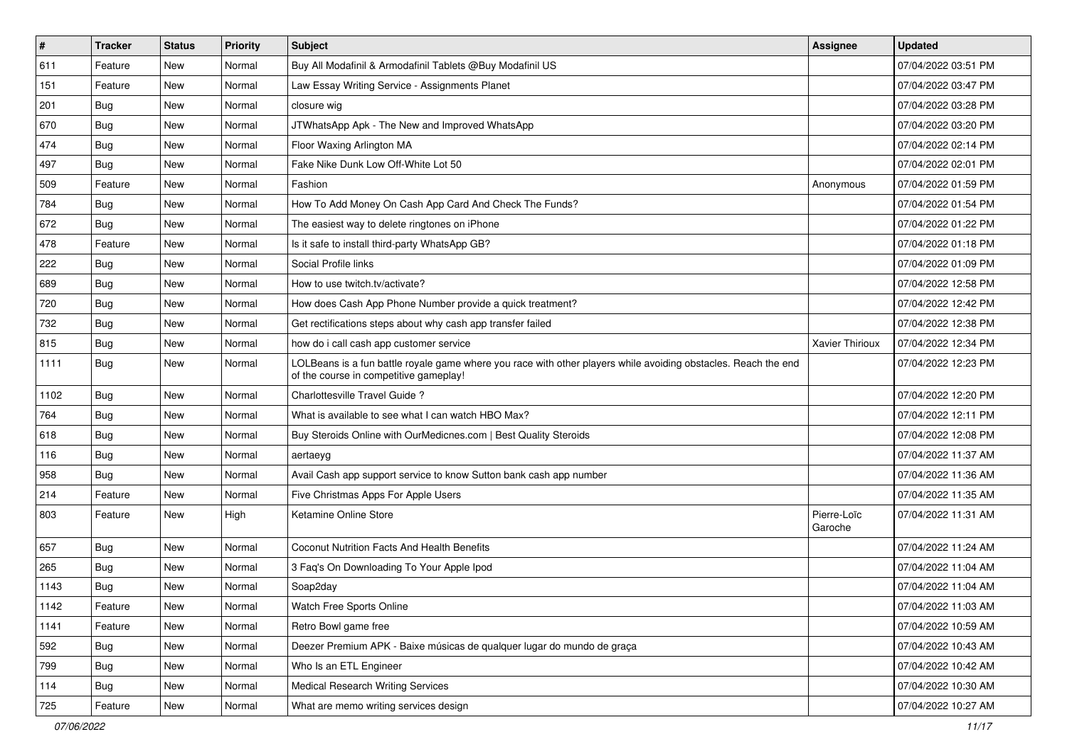| # | Tracker | Status | Priority | Subject | Assignee | Updated |
| --- | --- | --- | --- | --- | --- | --- |
| 611 | Feature | New | Normal | Buy All Modafinil & Armodafinil Tablets @Buy Modafinil US | | 07/04/2022 03:51 PM |
| 151 | Feature | New | Normal | Law Essay Writing Service - Assignments Planet | | 07/04/2022 03:47 PM |
| 201 | Bug | New | Normal | closure wig | | 07/04/2022 03:28 PM |
| 670 | Bug | New | Normal | JTWhatsApp Apk - The New and Improved WhatsApp | | 07/04/2022 03:20 PM |
| 474 | Bug | New | Normal | Floor Waxing Arlington MA | | 07/04/2022 02:14 PM |
| 497 | Bug | New | Normal | Fake Nike Dunk Low Off-White Lot 50 | | 07/04/2022 02:01 PM |
| 509 | Feature | New | Normal | Fashion | Anonymous | 07/04/2022 01:59 PM |
| 784 | Bug | New | Normal | How To Add Money On Cash App Card And Check The Funds? | | 07/04/2022 01:54 PM |
| 672 | Bug | New | Normal | The easiest way to delete ringtones on iPhone | | 07/04/2022 01:22 PM |
| 478 | Feature | New | Normal | Is it safe to install third-party WhatsApp GB? | | 07/04/2022 01:18 PM |
| 222 | Bug | New | Normal | Social Profile links | | 07/04/2022 01:09 PM |
| 689 | Bug | New | Normal | How to use twitch.tv/activate? | | 07/04/2022 12:58 PM |
| 720 | Bug | New | Normal | How does Cash App Phone Number provide a quick treatment? | | 07/04/2022 12:42 PM |
| 732 | Bug | New | Normal | Get rectifications steps about why cash app transfer failed | | 07/04/2022 12:38 PM |
| 815 | Bug | New | Normal | how do i call cash app customer service | Xavier Thirioux | 07/04/2022 12:34 PM |
| 1111 | Bug | New | Normal | LOLBeans is a fun battle royale game where you race with other players while avoiding obstacles. Reach the end of the course in competitive gameplay! | | 07/04/2022 12:23 PM |
| 1102 | Bug | New | Normal | Charlottesville Travel Guide ? | | 07/04/2022 12:20 PM |
| 764 | Bug | New | Normal | What is available to see what I can watch HBO Max? | | 07/04/2022 12:11 PM |
| 618 | Bug | New | Normal | Buy Steroids Online with OurMedicnes.com \| Best Quality Steroids | | 07/04/2022 12:08 PM |
| 116 | Bug | New | Normal | aertaeyg | | 07/04/2022 11:37 AM |
| 958 | Bug | New | Normal | Avail Cash app support service to know Sutton bank cash app number | | 07/04/2022 11:36 AM |
| 214 | Feature | New | Normal | Five Christmas Apps For Apple Users | | 07/04/2022 11:35 AM |
| 803 | Feature | New | High | Ketamine Online Store | Pierre-Loïc Garoche | 07/04/2022 11:31 AM |
| 657 | Bug | New | Normal | Coconut Nutrition Facts And Health Benefits | | 07/04/2022 11:24 AM |
| 265 | Bug | New | Normal | 3 Faq's On Downloading To Your Apple Ipod | | 07/04/2022 11:04 AM |
| 1143 | Bug | New | Normal | Soap2day | | 07/04/2022 11:04 AM |
| 1142 | Feature | New | Normal | Watch Free Sports Online | | 07/04/2022 11:03 AM |
| 1141 | Feature | New | Normal | Retro Bowl game free | | 07/04/2022 10:59 AM |
| 592 | Bug | New | Normal | Deezer Premium APK - Baixe músicas de qualquer lugar do mundo de graça | | 07/04/2022 10:43 AM |
| 799 | Bug | New | Normal | Who Is an ETL Engineer | | 07/04/2022 10:42 AM |
| 114 | Bug | New | Normal | Medical Research Writing Services | | 07/04/2022 10:30 AM |
| 725 | Feature | New | Normal | What are memo writing services design | | 07/04/2022 10:27 AM |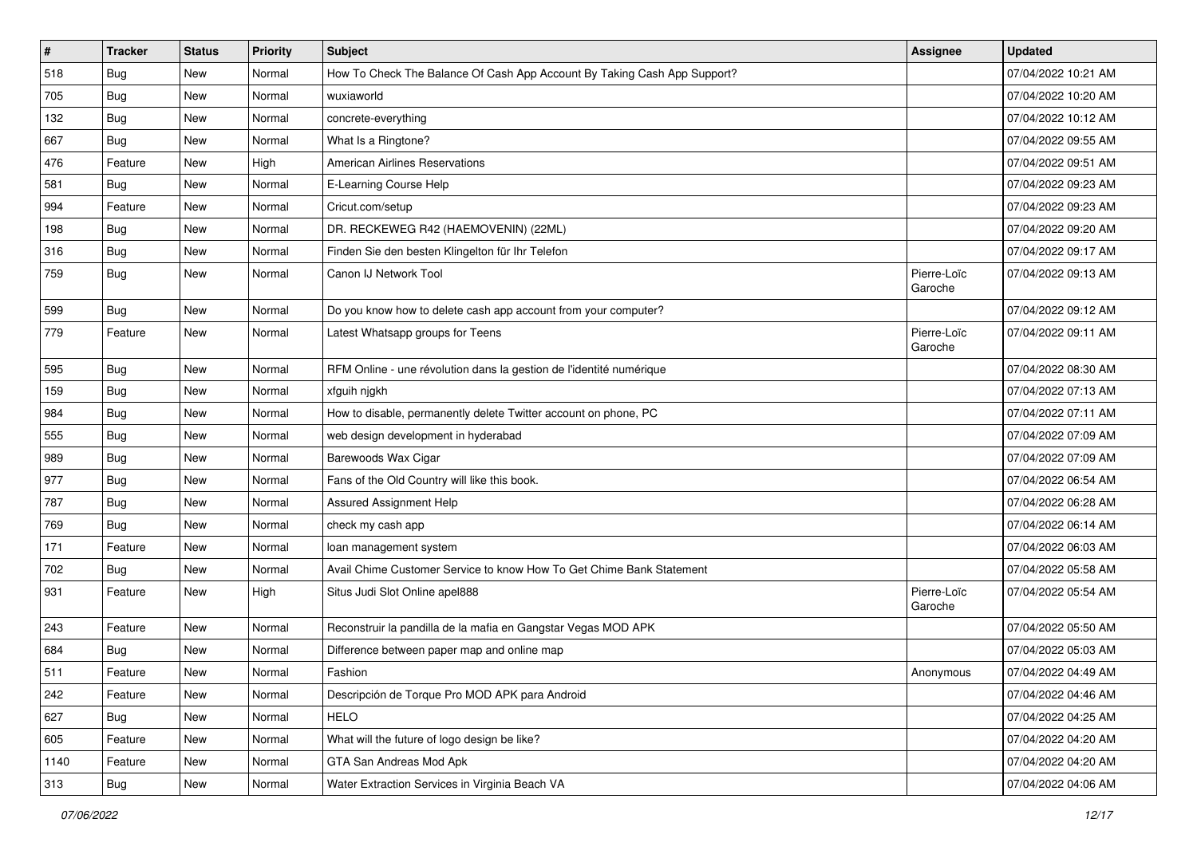| # | Tracker | Status | Priority | Subject | Assignee | Updated |
|---|---|---|---|---|---|---|
| 518 | Bug | New | Normal | How To Check The Balance Of Cash App Account By Taking Cash App Support? | | 07/04/2022 10:21 AM |
| 705 | Bug | New | Normal | wuxiaworld | | 07/04/2022 10:20 AM |
| 132 | Bug | New | Normal | concrete-everything | | 07/04/2022 10:12 AM |
| 667 | Bug | New | Normal | What Is a Ringtone? | | 07/04/2022 09:55 AM |
| 476 | Feature | New | High | American Airlines Reservations | | 07/04/2022 09:51 AM |
| 581 | Bug | New | Normal | E-Learning Course Help | | 07/04/2022 09:23 AM |
| 994 | Feature | New | Normal | Cricut.com/setup | | 07/04/2022 09:23 AM |
| 198 | Bug | New | Normal | DR. RECKEWEG R42 (HAEMOVENIN) (22ML) | | 07/04/2022 09:20 AM |
| 316 | Bug | New | Normal | Finden Sie den besten Klingelton für Ihr Telefon | | 07/04/2022 09:17 AM |
| 759 | Bug | New | Normal | Canon IJ Network Tool | Pierre-Loïc Garoche | 07/04/2022 09:13 AM |
| 599 | Bug | New | Normal | Do you know how to delete cash app account from your computer? | | 07/04/2022 09:12 AM |
| 779 | Feature | New | Normal | Latest Whatsapp groups for Teens | Pierre-Loïc Garoche | 07/04/2022 09:11 AM |
| 595 | Bug | New | Normal | RFM Online - une révolution dans la gestion de l'identité numérique | | 07/04/2022 08:30 AM |
| 159 | Bug | New | Normal | xfguih njgkh | | 07/04/2022 07:13 AM |
| 984 | Bug | New | Normal | How to disable, permanently delete Twitter account on phone, PC | | 07/04/2022 07:11 AM |
| 555 | Bug | New | Normal | web design development in hyderabad | | 07/04/2022 07:09 AM |
| 989 | Bug | New | Normal | Barewoods Wax Cigar | | 07/04/2022 07:09 AM |
| 977 | Bug | New | Normal | Fans of the Old Country will like this book. | | 07/04/2022 06:54 AM |
| 787 | Bug | New | Normal | Assured Assignment Help | | 07/04/2022 06:28 AM |
| 769 | Bug | New | Normal | check my cash app | | 07/04/2022 06:14 AM |
| 171 | Feature | New | Normal | loan management system | | 07/04/2022 06:03 AM |
| 702 | Bug | New | Normal | Avail Chime Customer Service to know How To Get Chime Bank Statement | | 07/04/2022 05:58 AM |
| 931 | Feature | New | High | Situs Judi Slot Online apel888 | Pierre-Loïc Garoche | 07/04/2022 05:54 AM |
| 243 | Feature | New | Normal | Reconstruir la pandilla de la mafia en Gangstar Vegas MOD APK | | 07/04/2022 05:50 AM |
| 684 | Bug | New | Normal | Difference between paper map and online map | | 07/04/2022 05:03 AM |
| 511 | Feature | New | Normal | Fashion | Anonymous | 07/04/2022 04:49 AM |
| 242 | Feature | New | Normal | Descripción de Torque Pro MOD APK para Android | | 07/04/2022 04:46 AM |
| 627 | Bug | New | Normal | HELO | | 07/04/2022 04:25 AM |
| 605 | Feature | New | Normal | What will the future of logo design be like? | | 07/04/2022 04:20 AM |
| 1140 | Feature | New | Normal | GTA San Andreas Mod Apk | | 07/04/2022 04:20 AM |
| 313 | Bug | New | Normal | Water Extraction Services in Virginia Beach VA | | 07/04/2022 04:06 AM |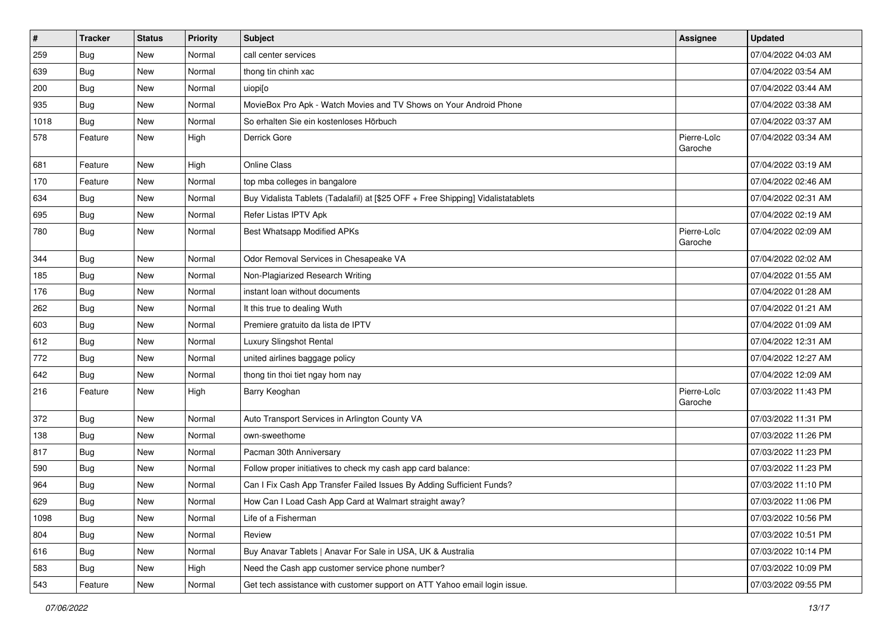| # | Tracker | Status | Priority | Subject | Assignee | Updated |
|---|---|---|---|---|---|---|
| 259 | Bug | New | Normal | call center services | | 07/04/2022 04:03 AM |
| 639 | Bug | New | Normal | thong tin chinh xac | | 07/04/2022 03:54 AM |
| 200 | Bug | New | Normal | uiopi[o | | 07/04/2022 03:44 AM |
| 935 | Bug | New | Normal | MovieBox Pro Apk - Watch Movies and TV Shows on Your Android Phone | | 07/04/2022 03:38 AM |
| 1018 | Bug | New | Normal | So erhalten Sie ein kostenloses Hörbuch | | 07/04/2022 03:37 AM |
| 578 | Feature | New | High | Derrick Gore | Pierre-Loïc Garoche | 07/04/2022 03:34 AM |
| 681 | Feature | New | High | Online Class | | 07/04/2022 03:19 AM |
| 170 | Feature | New | Normal | top mba colleges in bangalore | | 07/04/2022 02:46 AM |
| 634 | Bug | New | Normal | Buy Vidalista Tablets (Tadalafil) at [$25 OFF + Free Shipping] Vidalistatablets | | 07/04/2022 02:31 AM |
| 695 | Bug | New | Normal | Refer Listas IPTV Apk | | 07/04/2022 02:19 AM |
| 780 | Bug | New | Normal | Best Whatsapp Modified APKs | Pierre-Loïc Garoche | 07/04/2022 02:09 AM |
| 344 | Bug | New | Normal | Odor Removal Services in Chesapeake VA | | 07/04/2022 02:02 AM |
| 185 | Bug | New | Normal | Non-Plagiarized Research Writing | | 07/04/2022 01:55 AM |
| 176 | Bug | New | Normal | instant loan without documents | | 07/04/2022 01:28 AM |
| 262 | Bug | New | Normal | It this true to dealing Wuth | | 07/04/2022 01:21 AM |
| 603 | Bug | New | Normal | Premiere gratuito da lista de IPTV | | 07/04/2022 01:09 AM |
| 612 | Bug | New | Normal | Luxury Slingshot Rental | | 07/04/2022 12:31 AM |
| 772 | Bug | New | Normal | united airlines baggage policy | | 07/04/2022 12:27 AM |
| 642 | Bug | New | Normal | thong tin thoi tiet ngay hom nay | | 07/04/2022 12:09 AM |
| 216 | Feature | New | High | Barry Keoghan | Pierre-Loïc Garoche | 07/03/2022 11:43 PM |
| 372 | Bug | New | Normal | Auto Transport Services in Arlington County VA | | 07/03/2022 11:31 PM |
| 138 | Bug | New | Normal | own-sweethome | | 07/03/2022 11:26 PM |
| 817 | Bug | New | Normal | Pacman 30th Anniversary | | 07/03/2022 11:23 PM |
| 590 | Bug | New | Normal | Follow proper initiatives to check my cash app card balance: | | 07/03/2022 11:23 PM |
| 964 | Bug | New | Normal | Can I Fix Cash App Transfer Failed Issues By Adding Sufficient Funds? | | 07/03/2022 11:10 PM |
| 629 | Bug | New | Normal | How Can I Load Cash App Card at Walmart straight away? | | 07/03/2022 11:06 PM |
| 1098 | Bug | New | Normal | Life of a Fisherman | | 07/03/2022 10:56 PM |
| 804 | Bug | New | Normal | Review | | 07/03/2022 10:51 PM |
| 616 | Bug | New | Normal | Buy Anavar Tablets \| Anavar For Sale in USA, UK & Australia | | 07/03/2022 10:14 PM |
| 583 | Bug | New | High | Need the Cash app customer service phone number? | | 07/03/2022 10:09 PM |
| 543 | Feature | New | Normal | Get tech assistance with customer support on ATT Yahoo email login issue. | | 07/03/2022 09:55 PM |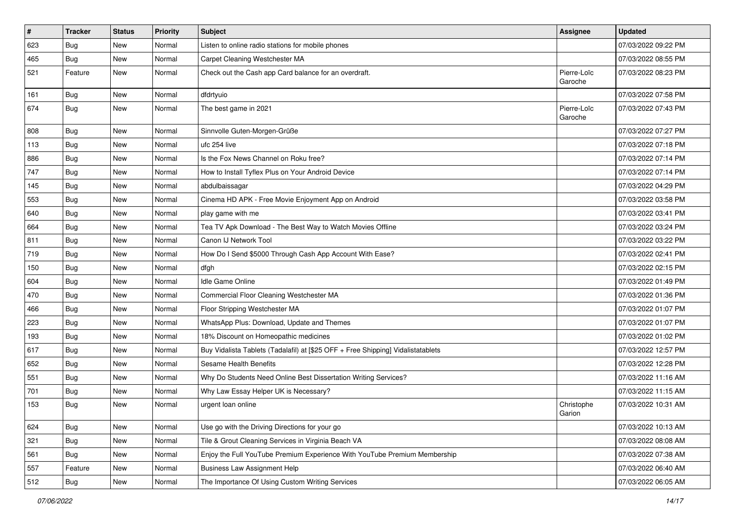| # | Tracker | Status | Priority | Subject | Assignee | Updated |
|---|---|---|---|---|---|---|
| 623 | Bug | New | Normal | Listen to online radio stations for mobile phones | | 07/03/2022 09:22 PM |
| 465 | Bug | New | Normal | Carpet Cleaning Westchester MA | | 07/03/2022 08:55 PM |
| 521 | Feature | New | Normal | Check out the Cash app Card balance for an overdraft. | Pierre-Loïc Garoche | 07/03/2022 08:23 PM |
| 161 | Bug | New | Normal | dfdrtyuio | | 07/03/2022 07:58 PM |
| 674 | Bug | New | Normal | The best game in 2021 | Pierre-Loïc Garoche | 07/03/2022 07:43 PM |
| 808 | Bug | New | Normal | Sinnvolle Guten-Morgen-Grüße | | 07/03/2022 07:27 PM |
| 113 | Bug | New | Normal | ufc 254 live | | 07/03/2022 07:18 PM |
| 886 | Bug | New | Normal | Is the Fox News Channel on Roku free? | | 07/03/2022 07:14 PM |
| 747 | Bug | New | Normal | How to Install Tyflex Plus on Your Android Device | | 07/03/2022 07:14 PM |
| 145 | Bug | New | Normal | abdulbaissagar | | 07/03/2022 04:29 PM |
| 553 | Bug | New | Normal | Cinema HD APK - Free Movie Enjoyment App on Android | | 07/03/2022 03:58 PM |
| 640 | Bug | New | Normal | play game with me | | 07/03/2022 03:41 PM |
| 664 | Bug | New | Normal | Tea TV Apk Download - The Best Way to Watch Movies Offline | | 07/03/2022 03:24 PM |
| 811 | Bug | New | Normal | Canon IJ Network Tool | | 07/03/2022 03:22 PM |
| 719 | Bug | New | Normal | How Do I Send $5000 Through Cash App Account With Ease? | | 07/03/2022 02:41 PM |
| 150 | Bug | New | Normal | dfgh | | 07/03/2022 02:15 PM |
| 604 | Bug | New | Normal | Idle Game Online | | 07/03/2022 01:49 PM |
| 470 | Bug | New | Normal | Commercial Floor Cleaning Westchester MA | | 07/03/2022 01:36 PM |
| 466 | Bug | New | Normal | Floor Stripping Westchester MA | | 07/03/2022 01:07 PM |
| 223 | Bug | New | Normal | WhatsApp Plus: Download, Update and Themes | | 07/03/2022 01:07 PM |
| 193 | Bug | New | Normal | 18% Discount on Homeopathic medicines | | 07/03/2022 01:02 PM |
| 617 | Bug | New | Normal | Buy Vidalista Tablets (Tadalafil) at [$25 OFF + Free Shipping] Vidalistatablets | | 07/03/2022 12:57 PM |
| 652 | Bug | New | Normal | Sesame Health Benefits | | 07/03/2022 12:28 PM |
| 551 | Bug | New | Normal | Why Do Students Need Online Best Dissertation Writing Services? | | 07/03/2022 11:16 AM |
| 701 | Bug | New | Normal | Why Law Essay Helper UK is Necessary? | | 07/03/2022 11:15 AM |
| 153 | Bug | New | Normal | urgent loan online | Christophe Garion | 07/03/2022 10:31 AM |
| 624 | Bug | New | Normal | Use go with the Driving Directions for your go | | 07/03/2022 10:13 AM |
| 321 | Bug | New | Normal | Tile & Grout Cleaning Services in Virginia Beach VA | | 07/03/2022 08:08 AM |
| 561 | Bug | New | Normal | Enjoy the Full YouTube Premium Experience With YouTube Premium Membership | | 07/03/2022 07:38 AM |
| 557 | Feature | New | Normal | Business Law Assignment Help | | 07/03/2022 06:40 AM |
| 512 | Bug | New | Normal | The Importance Of Using Custom Writing Services | | 07/03/2022 06:05 AM |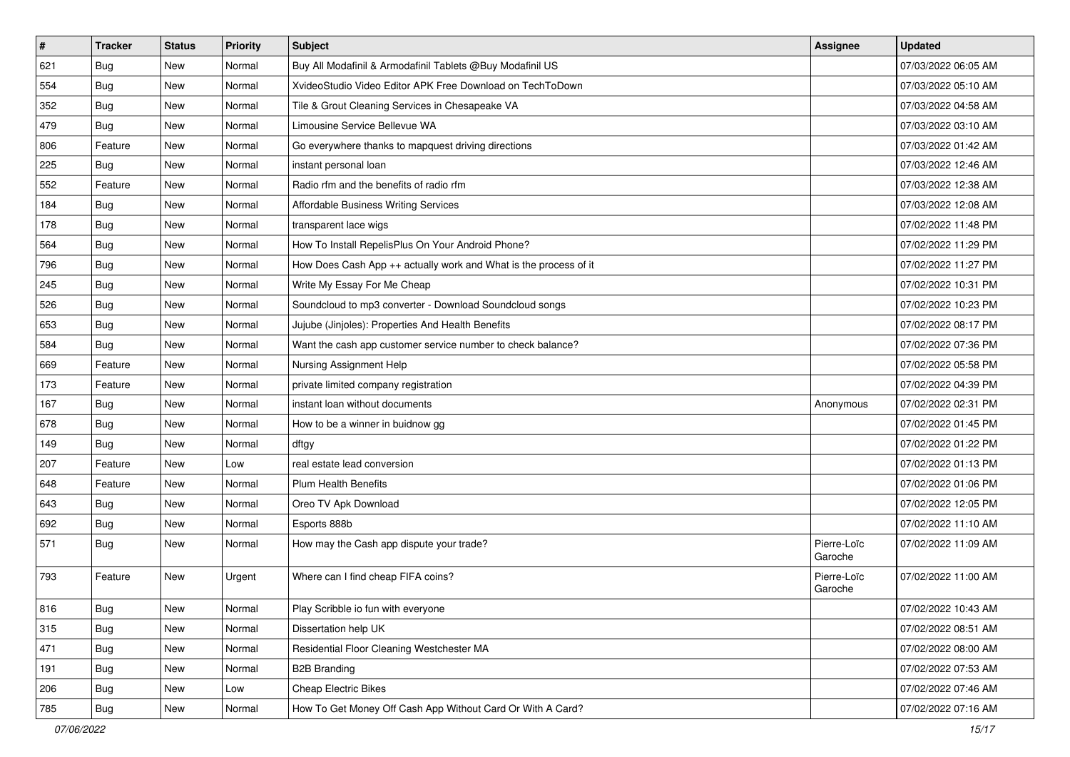| # | Tracker | Status | Priority | Subject | Assignee | Updated |
|---|---|---|---|---|---|---|
| 621 | Bug | New | Normal | Buy All Modafinil & Armodafinil Tablets @Buy Modafinil US | | 07/03/2022 06:05 AM |
| 554 | Bug | New | Normal | XvideoStudio Video Editor APK Free Download on TechToDown | | 07/03/2022 05:10 AM |
| 352 | Bug | New | Normal | Tile & Grout Cleaning Services in Chesapeake VA | | 07/03/2022 04:58 AM |
| 479 | Bug | New | Normal | Limousine Service Bellevue WA | | 07/03/2022 03:10 AM |
| 806 | Feature | New | Normal | Go everywhere thanks to mapquest driving directions | | 07/03/2022 01:42 AM |
| 225 | Bug | New | Normal | instant personal loan | | 07/03/2022 12:46 AM |
| 552 | Feature | New | Normal | Radio rfm and the benefits of radio rfm | | 07/03/2022 12:38 AM |
| 184 | Bug | New | Normal | Affordable Business Writing Services | | 07/03/2022 12:08 AM |
| 178 | Bug | New | Normal | transparent lace wigs | | 07/02/2022 11:48 PM |
| 564 | Bug | New | Normal | How To Install RepelisPlus On Your Android Phone? | | 07/02/2022 11:29 PM |
| 796 | Bug | New | Normal | How Does Cash App ++ actually work and What is the process of it | | 07/02/2022 11:27 PM |
| 245 | Bug | New | Normal | Write My Essay For Me Cheap | | 07/02/2022 10:31 PM |
| 526 | Bug | New | Normal | Soundcloud to mp3 converter - Download Soundcloud songs | | 07/02/2022 10:23 PM |
| 653 | Bug | New | Normal | Jujube (Jinjoles): Properties And Health Benefits | | 07/02/2022 08:17 PM |
| 584 | Bug | New | Normal | Want the cash app customer service number to check balance? | | 07/02/2022 07:36 PM |
| 669 | Feature | New | Normal | Nursing Assignment Help | | 07/02/2022 05:58 PM |
| 173 | Feature | New | Normal | private limited company registration | | 07/02/2022 04:39 PM |
| 167 | Bug | New | Normal | instant loan without documents | Anonymous | 07/02/2022 02:31 PM |
| 678 | Bug | New | Normal | How to be a winner in buidnow gg | | 07/02/2022 01:45 PM |
| 149 | Bug | New | Normal | dftgy | | 07/02/2022 01:22 PM |
| 207 | Feature | New | Low | real estate lead conversion | | 07/02/2022 01:13 PM |
| 648 | Feature | New | Normal | Plum Health Benefits | | 07/02/2022 01:06 PM |
| 643 | Bug | New | Normal | Oreo TV Apk Download | | 07/02/2022 12:05 PM |
| 692 | Bug | New | Normal | Esports 888b | | 07/02/2022 11:10 AM |
| 571 | Bug | New | Normal | How may the Cash app dispute your trade? | Pierre-Loïc Garoche | 07/02/2022 11:09 AM |
| 793 | Feature | New | Urgent | Where can I find cheap FIFA coins? | Pierre-Loïc Garoche | 07/02/2022 11:00 AM |
| 816 | Bug | New | Normal | Play Scribble io fun with everyone | | 07/02/2022 10:43 AM |
| 315 | Bug | New | Normal | Dissertation help UK | | 07/02/2022 08:51 AM |
| 471 | Bug | New | Normal | Residential Floor Cleaning Westchester MA | | 07/02/2022 08:00 AM |
| 191 | Bug | New | Normal | B2B Branding | | 07/02/2022 07:53 AM |
| 206 | Bug | New | Low | Cheap Electric Bikes | | 07/02/2022 07:46 AM |
| 785 | Bug | New | Normal | How To Get Money Off Cash App Without Card Or With A Card? | | 07/02/2022 07:16 AM |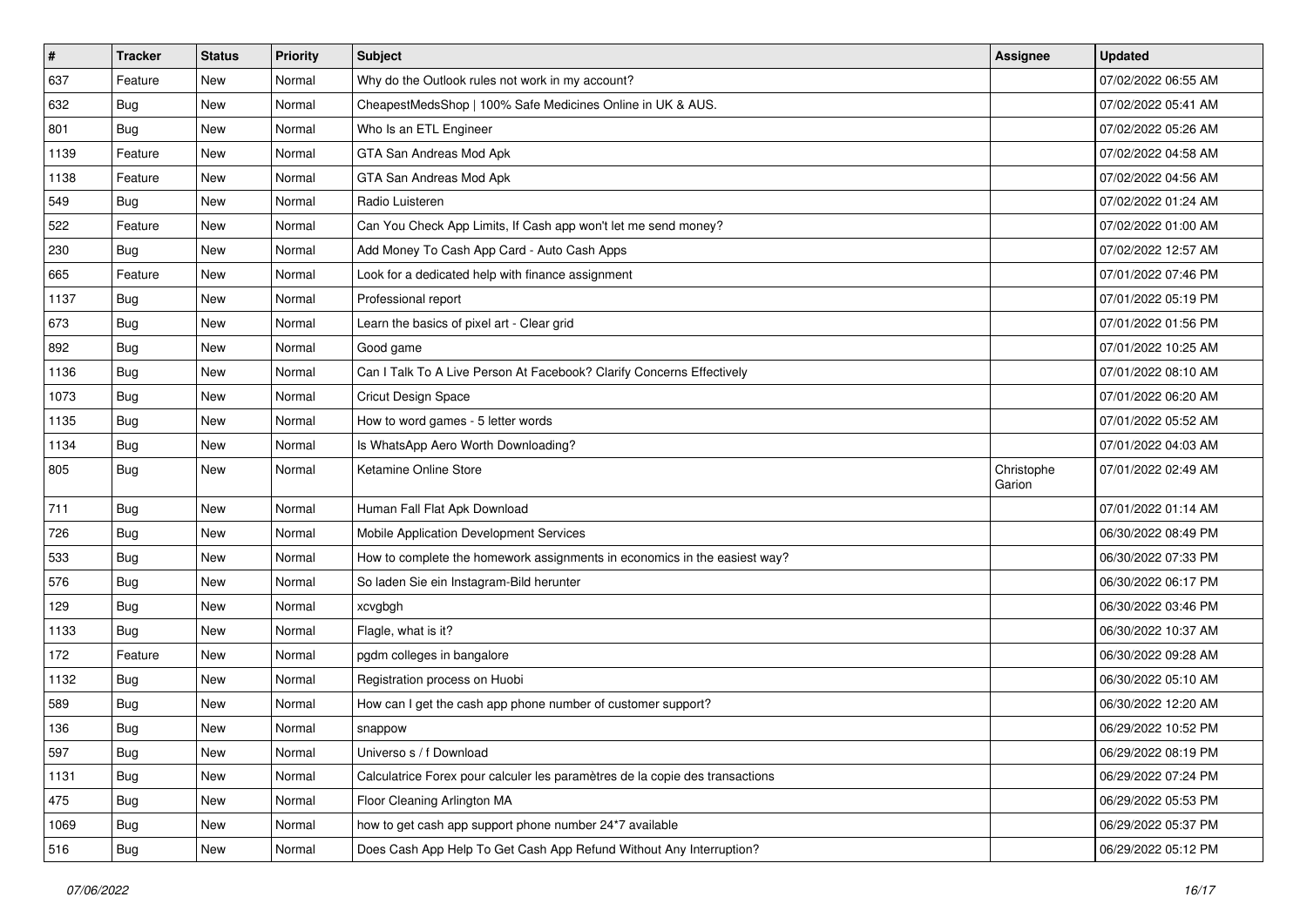| # | Tracker | Status | Priority | Subject | Assignee | Updated |
|---|---|---|---|---|---|---|
| 637 | Feature | New | Normal | Why do the Outlook rules not work in my account? | | 07/02/2022 06:55 AM |
| 632 | Bug | New | Normal | CheapestMedsShop \| 100% Safe Medicines Online in UK & AUS. | | 07/02/2022 05:41 AM |
| 801 | Bug | New | Normal | Who Is an ETL Engineer | | 07/02/2022 05:26 AM |
| 1139 | Feature | New | Normal | GTA San Andreas Mod Apk | | 07/02/2022 04:58 AM |
| 1138 | Feature | New | Normal | GTA San Andreas Mod Apk | | 07/02/2022 04:56 AM |
| 549 | Bug | New | Normal | Radio Luisteren | | 07/02/2022 01:24 AM |
| 522 | Feature | New | Normal | Can You Check App Limits, If Cash app won't let me send money? | | 07/02/2022 01:00 AM |
| 230 | Bug | New | Normal | Add Money To Cash App Card - Auto Cash Apps | | 07/02/2022 12:57 AM |
| 665 | Feature | New | Normal | Look for a dedicated help with finance assignment | | 07/01/2022 07:46 PM |
| 1137 | Bug | New | Normal | Professional report | | 07/01/2022 05:19 PM |
| 673 | Bug | New | Normal | Learn the basics of pixel art - Clear grid | | 07/01/2022 01:56 PM |
| 892 | Bug | New | Normal | Good game | | 07/01/2022 10:25 AM |
| 1136 | Bug | New | Normal | Can I Talk To A Live Person At Facebook? Clarify Concerns Effectively | | 07/01/2022 08:10 AM |
| 1073 | Bug | New | Normal | Cricut Design Space | | 07/01/2022 06:20 AM |
| 1135 | Bug | New | Normal | How to word games - 5 letter words | | 07/01/2022 05:52 AM |
| 1134 | Bug | New | Normal | Is WhatsApp Aero Worth Downloading? | | 07/01/2022 04:03 AM |
| 805 | Bug | New | Normal | Ketamine Online Store | Christophe Garion | 07/01/2022 02:49 AM |
| 711 | Bug | New | Normal | Human Fall Flat Apk Download | | 07/01/2022 01:14 AM |
| 726 | Bug | New | Normal | Mobile Application Development Services | | 06/30/2022 08:49 PM |
| 533 | Bug | New | Normal | How to complete the homework assignments in economics in the easiest way? | | 06/30/2022 07:33 PM |
| 576 | Bug | New | Normal | So laden Sie ein Instagram-Bild herunter | | 06/30/2022 06:17 PM |
| 129 | Bug | New | Normal | xcvgbgh | | 06/30/2022 03:46 PM |
| 1133 | Bug | New | Normal | Flagle, what is it? | | 06/30/2022 10:37 AM |
| 172 | Feature | New | Normal | pgdm colleges in bangalore | | 06/30/2022 09:28 AM |
| 1132 | Bug | New | Normal | Registration process on Huobi | | 06/30/2022 05:10 AM |
| 589 | Bug | New | Normal | How can I get the cash app phone number of customer support? | | 06/30/2022 12:20 AM |
| 136 | Bug | New | Normal | snappow | | 06/29/2022 10:52 PM |
| 597 | Bug | New | Normal | Universo s / f Download | | 06/29/2022 08:19 PM |
| 1131 | Bug | New | Normal | Calculatrice Forex pour calculer les paramètres de la copie des transactions | | 06/29/2022 07:24 PM |
| 475 | Bug | New | Normal | Floor Cleaning Arlington MA | | 06/29/2022 05:53 PM |
| 1069 | Bug | New | Normal | how to get cash app support phone number 24*7 available | | 06/29/2022 05:37 PM |
| 516 | Bug | New | Normal | Does Cash App Help To Get Cash App Refund Without Any Interruption? | | 06/29/2022 05:12 PM |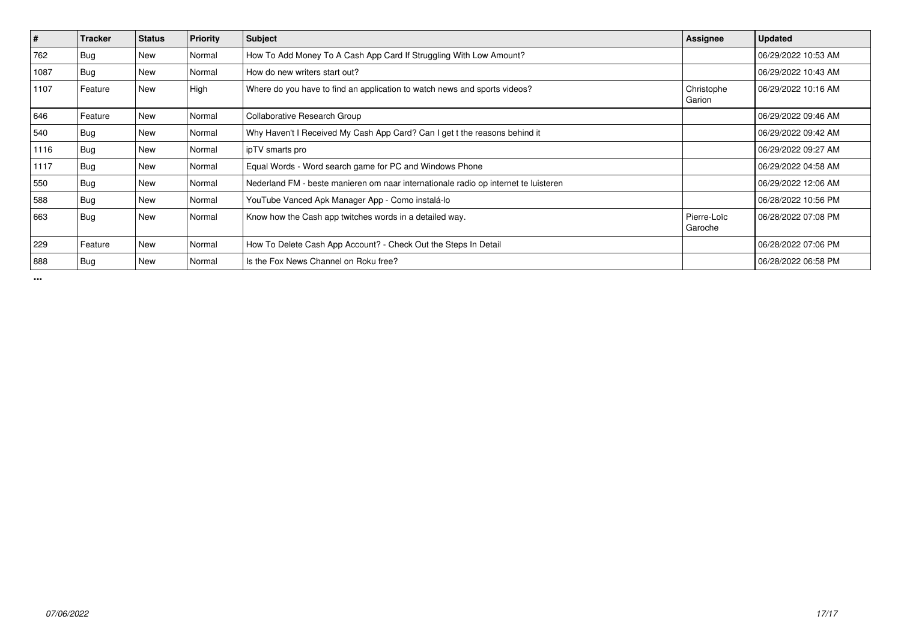| # | Tracker | Status | Priority | Subject | Assignee | Updated |
|---|---|---|---|---|---|---|
| 762 | Bug | New | Normal | How To Add Money To A Cash App Card If Struggling With Low Amount? | | 06/29/2022 10:53 AM |
| 1087 | Bug | New | Normal | How do new writers start out? | | 06/29/2022 10:43 AM |
| 1107 | Feature | New | High | Where do you have to find an application to watch news and sports videos? | Christophe Garion | 06/29/2022 10:16 AM |
| 646 | Feature | New | Normal | Collaborative Research Group | | 06/29/2022 09:46 AM |
| 540 | Bug | New | Normal | Why Haven't I Received My Cash App Card? Can I get t the reasons behind it | | 06/29/2022 09:42 AM |
| 1116 | Bug | New | Normal | ipTV smarts pro | | 06/29/2022 09:27 AM |
| 1117 | Bug | New | Normal | Equal Words - Word search game for PC and Windows Phone | | 06/29/2022 04:58 AM |
| 550 | Bug | New | Normal | Nederland FM - beste manieren om naar internationale radio op internet te luisteren | | 06/29/2022 12:06 AM |
| 588 | Bug | New | Normal | YouTube Vanced Apk Manager App - Como instalá-lo | | 06/28/2022 10:56 PM |
| 663 | Bug | New | Normal | Know how the Cash app twitches words in a detailed way. | Pierre-Loïc Garoche | 06/28/2022 07:08 PM |
| 229 | Feature | New | Normal | How To Delete Cash App Account? - Check Out the Steps In Detail | | 06/28/2022 07:06 PM |
| 888 | Bug | New | Normal | Is the Fox News Channel on Roku free? | | 06/28/2022 06:58 PM |

...